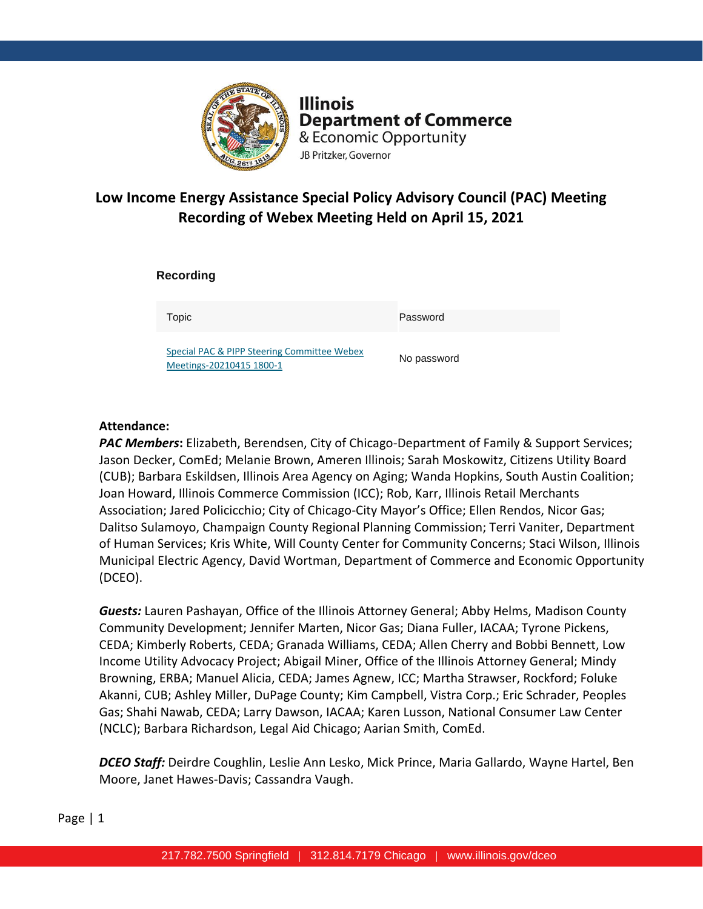Illinois Department of Commerce & Economic Opportunity

JB Pritzker, Governor

# Low Income Energy Assistance Special Policy Advisory Council (PAC) Meeting Recording of Webex Meeting Held on April 15, 2021

## Recording

| Topic | Password |
|---|---|
| [Special PAC & PIPP Steering Committee Webex Meetings-20210415 1800-1]() | No password |

**Attendance:**

***PAC Members*:** Elizabeth, Berendsen, City of Chicago-Department of Family & Support Services; Jason Decker, ComEd; Melanie Brown, Ameren Illinois; Sarah Moskowitz, Citizens Utility Board (CUB); Barbara Eskildsen, Illinois Area Agency on Aging; Wanda Hopkins, South Austin Coalition; Joan Howard, Illinois Commerce Commission (ICC); Rob, Karr, Illinois Retail Merchants Association; Jared Policicchio; City of Chicago-City Mayor's Office; Ellen Rendos, Nicor Gas; Dalitso Sulamoyo, Champaign County Regional Planning Commission; Terri Vaniter, Department of Human Services; Kris White, Will County Center for Community Concerns; Staci Wilson, Illinois Municipal Electric Agency, David Wortman, Department of Commerce and Economic Opportunity (DCEO).

***Guests:*** Lauren Pashayan, Office of the Illinois Attorney General; Abby Helms, Madison County Community Development; Jennifer Marten, Nicor Gas; Diana Fuller, IACAA; Tyrone Pickens, CEDA; Kimberly Roberts, CEDA; Granada Williams, CEDA; Allen Cherry and Bobbi Bennett, Low Income Utility Advocacy Project; Abigail Miner, Office of the Illinois Attorney General; Mindy Browning, ERBA; Manuel Alicia, CEDA; James Agnew, ICC; Martha Strawser, Rockford; Foluke Akanni, CUB; Ashley Miller, DuPage County; Kim Campbell, Vistra Corp.; Eric Schrader, Peoples Gas; Shahi Nawab, CEDA; Larry Dawson, IACAA; Karen Lusson, National Consumer Law Center (NCLC); Barbara Richardson, Legal Aid Chicago; Aarian Smith, ComEd.

***DCEO Staff:*** Deirdre Coughlin, Leslie Ann Lesko, Mick Prince, Maria Gallardo, Wayne Hartel, Ben Moore, Janet Hawes-Davis; Cassandra Vaugh.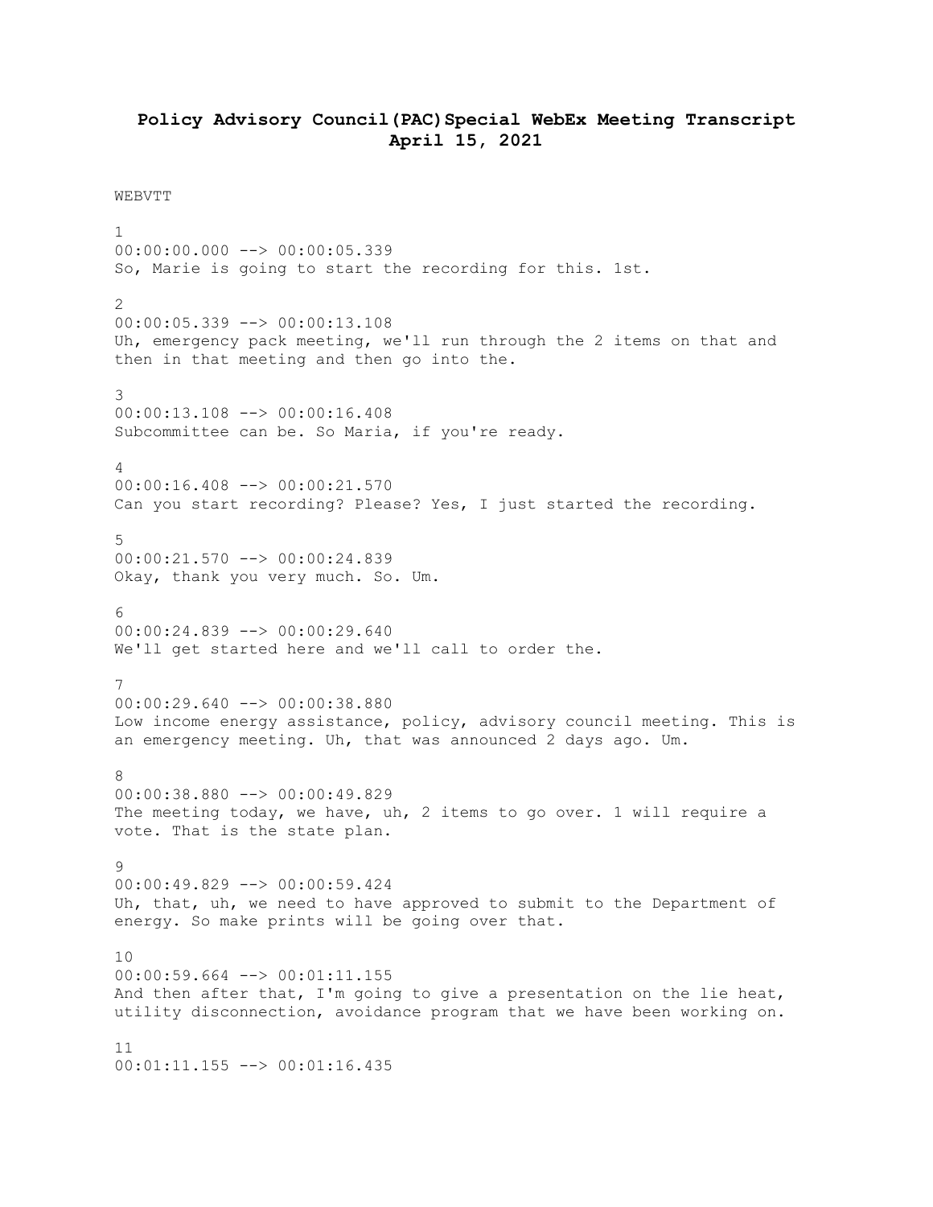# Policy Advisory Council(PAC)Special WebEx Meeting Transcript April 15, 2021

WEBVTT

1
00:00:00.000 --> 00:00:05.339
So, Marie is going to start the recording for this. 1st.

2
00:00:05.339 --> 00:00:13.108
Uh, emergency pack meeting, we'll run through the 2 items on that and then in that meeting and then go into the.

3
00:00:13.108 --> 00:00:16.408
Subcommittee can be. So Maria, if you're ready.

4
00:00:16.408 --> 00:00:21.570
Can you start recording? Please? Yes, I just started the recording.

5
00:00:21.570 --> 00:00:24.839
Okay, thank you very much. So. Um.

6
00:00:24.839 --> 00:00:29.640
We'll get started here and we'll call to order the.

7
00:00:29.640 --> 00:00:38.880
Low income energy assistance, policy, advisory council meeting. This is an emergency meeting. Uh, that was announced 2 days ago. Um.

8
00:00:38.880 --> 00:00:49.829
The meeting today, we have, uh, 2 items to go over. 1 will require a vote. That is the state plan.

9
00:00:49.829 --> 00:00:59.424
Uh, that, uh, we need to have approved to submit to the Department of energy. So make prints will be going over that.

10
00:00:59.664 --> 00:01:11.155
And then after that, I'm going to give a presentation on the lie heat, utility disconnection, avoidance program that we have been working on.

11
00:01:11.155 --> 00:01:16.435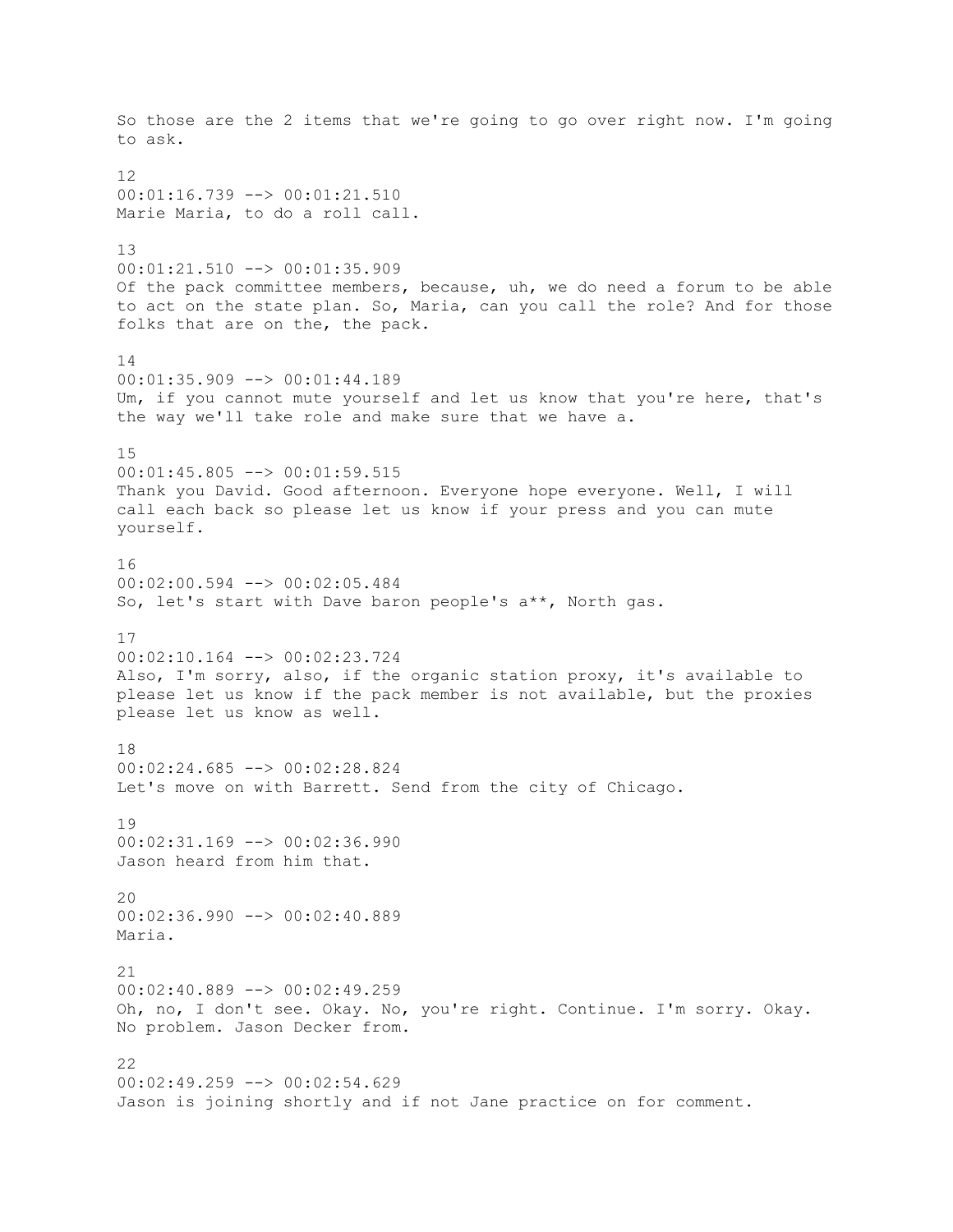So those are the 2 items that we're going to go over right now. I'm going to ask.

12
00:01:16.739 --> 00:01:21.510
Marie Maria, to do a roll call.

13
00:01:21.510 --> 00:01:35.909
Of the pack committee members, because, uh, we do need a forum to be able to act on the state plan. So, Maria, can you call the role? And for those folks that are on the, the pack.

14
00:01:35.909 --> 00:01:44.189
Um, if you cannot mute yourself and let us know that you're here, that's the way we'll take role and make sure that we have a.

15
00:01:45.805 --> 00:01:59.515
Thank you David. Good afternoon. Everyone hope everyone. Well, I will call each back so please let us know if your press and you can mute yourself.

16
00:02:00.594 --> 00:02:05.484
So, let's start with Dave baron people's a**, North gas.

17
00:02:10.164 --> 00:02:23.724
Also, I'm sorry, also, if the organic station proxy, it's available to please let us know if the pack member is not available, but the proxies please let us know as well.

18
00:02:24.685 --> 00:02:28.824
Let's move on with Barrett. Send from the city of Chicago.

19
00:02:31.169 --> 00:02:36.990
Jason heard from him that.

20
00:02:36.990 --> 00:02:40.889
Maria.

21
00:02:40.889 --> 00:02:49.259
Oh, no, I don't see. Okay. No, you're right. Continue. I'm sorry. Okay. No problem. Jason Decker from.

22
00:02:49.259 --> 00:02:54.629
Jason is joining shortly and if not Jane practice on for comment.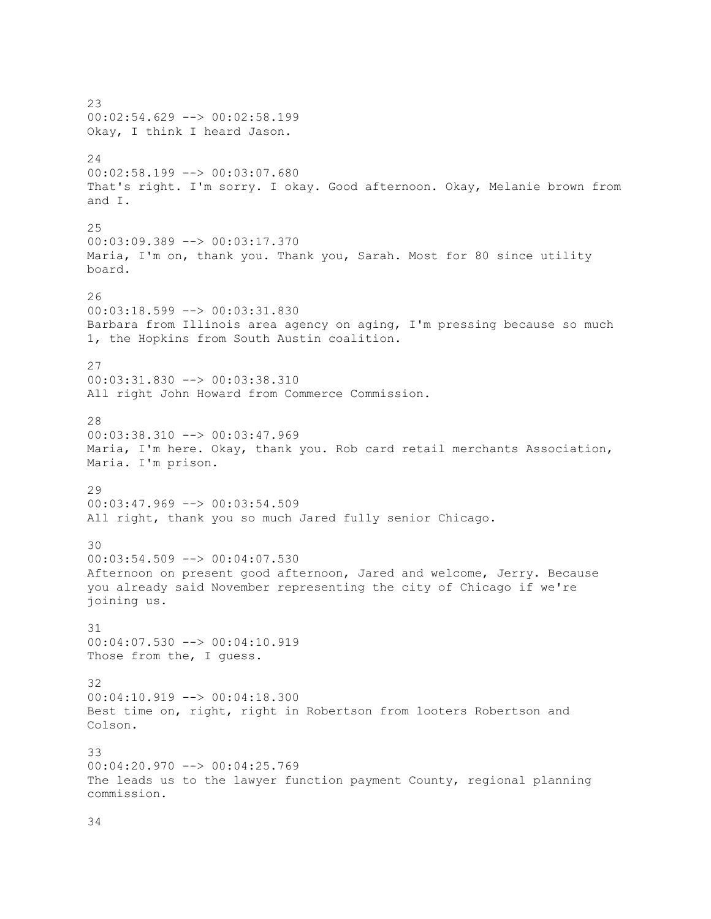23
00:02:54.629 --> 00:02:58.199
Okay, I think I heard Jason.

24
00:02:58.199 --> 00:03:07.680
That's right. I'm sorry. I okay. Good afternoon. Okay, Melanie brown from and I.

25
00:03:09.389 --> 00:03:17.370
Maria, I'm on, thank you. Thank you, Sarah. Most for 80 since utility board.

26
00:03:18.599 --> 00:03:31.830
Barbara from Illinois area agency on aging, I'm pressing because so much 1, the Hopkins from South Austin coalition.

27
00:03:31.830 --> 00:03:38.310
All right John Howard from Commerce Commission.

28
00:03:38.310 --> 00:03:47.969
Maria, I'm here. Okay, thank you. Rob card retail merchants Association, Maria. I'm prison.

29
00:03:47.969 --> 00:03:54.509
All right, thank you so much Jared fully senior Chicago.

30
00:03:54.509 --> 00:04:07.530
Afternoon on present good afternoon, Jared and welcome, Jerry. Because you already said November representing the city of Chicago if we're joining us.

31
00:04:07.530 --> 00:04:10.919
Those from the, I guess.

32
00:04:10.919 --> 00:04:18.300
Best time on, right, right in Robertson from looters Robertson and Colson.

33
00:04:20.970 --> 00:04:25.769
The leads us to the lawyer function payment County, regional planning commission.

34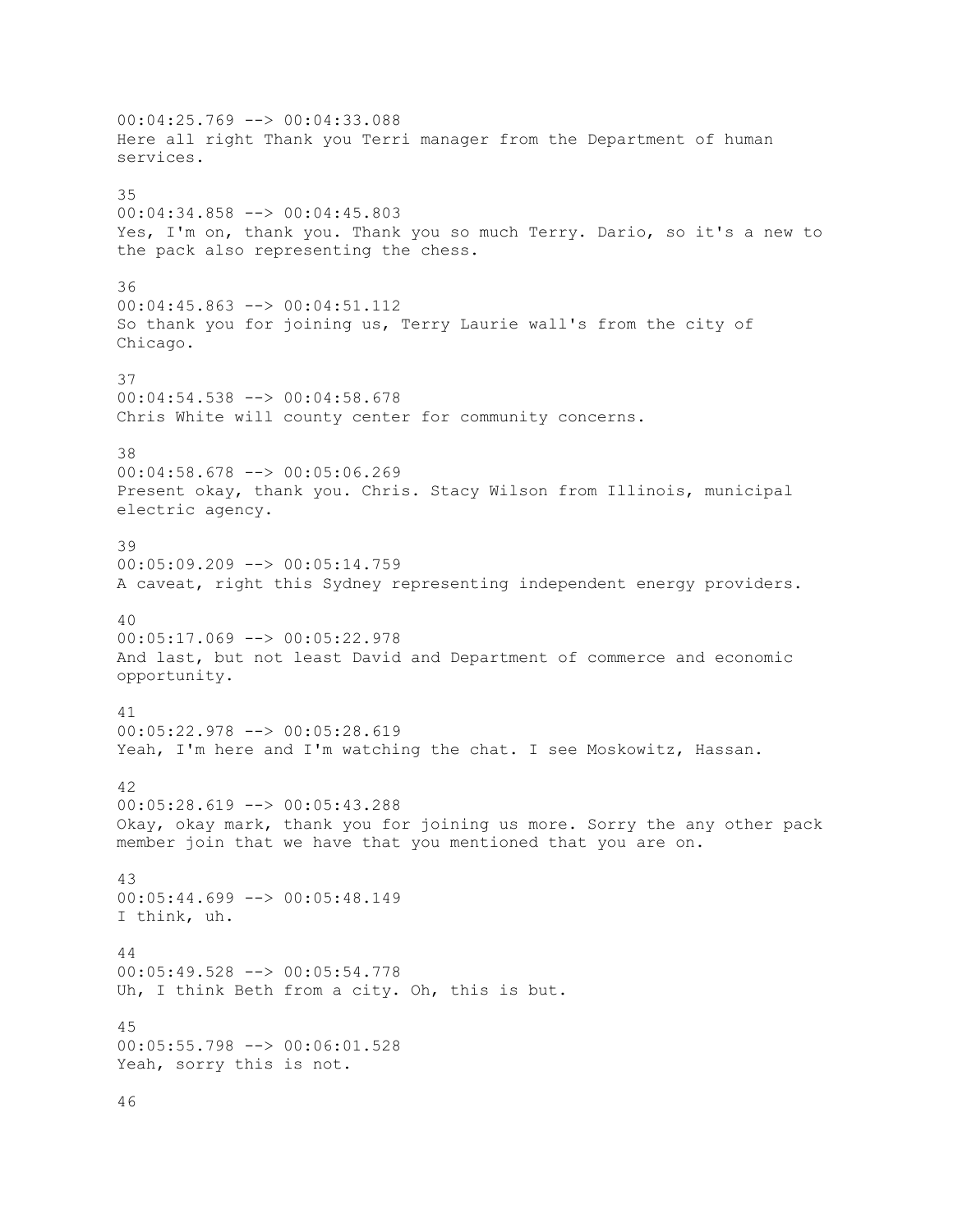00:04:25.769 --> 00:04:33.088
Here all right Thank you Terri manager from the Department of human services.

35
00:04:34.858 --> 00:04:45.803
Yes, I'm on, thank you. Thank you so much Terry. Dario, so it's a new to the pack also representing the chess.

36
00:04:45.863 --> 00:04:51.112
So thank you for joining us, Terry Laurie wall's from the city of Chicago.

37
00:04:54.538 --> 00:04:58.678
Chris White will county center for community concerns.

38
00:04:58.678 --> 00:05:06.269
Present okay, thank you. Chris. Stacy Wilson from Illinois, municipal electric agency.

39
00:05:09.209 --> 00:05:14.759
A caveat, right this Sydney representing independent energy providers.

40
00:05:17.069 --> 00:05:22.978
And last, but not least David and Department of commerce and economic opportunity.

41
00:05:22.978 --> 00:05:28.619
Yeah, I'm here and I'm watching the chat. I see Moskowitz, Hassan.

42
00:05:28.619 --> 00:05:43.288
Okay, okay mark, thank you for joining us more. Sorry the any other pack member join that we have that you mentioned that you are on.

43
00:05:44.699 --> 00:05:48.149
I think, uh.

44
00:05:49.528 --> 00:05:54.778
Uh, I think Beth from a city. Oh, this is but.

45
00:05:55.798 --> 00:06:01.528
Yeah, sorry this is not.

46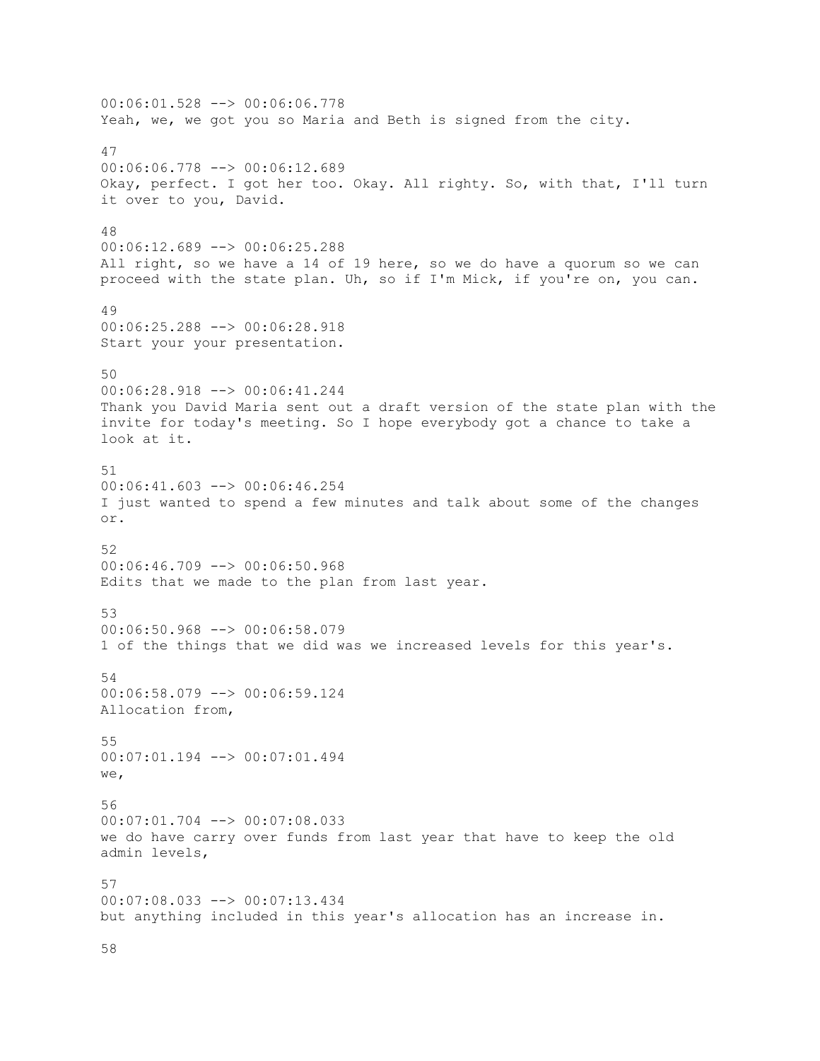00:06:01.528 --> 00:06:06.778
Yeah, we, we got you so Maria and Beth is signed from the city.

47
00:06:06.778 --> 00:06:12.689
Okay, perfect. I got her too. Okay. All righty. So, with that, I'll turn it over to you, David.

48
00:06:12.689 --> 00:06:25.288
All right, so we have a 14 of 19 here, so we do have a quorum so we can proceed with the state plan. Uh, so if I'm Mick, if you're on, you can.

49
00:06:25.288 --> 00:06:28.918
Start your your presentation.

50
00:06:28.918 --> 00:06:41.244
Thank you David Maria sent out a draft version of the state plan with the invite for today's meeting. So I hope everybody got a chance to take a look at it.

51
00:06:41.603 --> 00:06:46.254
I just wanted to spend a few minutes and talk about some of the changes or.

52
00:06:46.709 --> 00:06:50.968
Edits that we made to the plan from last year.

53
00:06:50.968 --> 00:06:58.079
1 of the things that we did was we increased levels for this year's.

54
00:06:58.079 --> 00:06:59.124
Allocation from,

55
00:07:01.194 --> 00:07:01.494
we,

56
00:07:01.704 --> 00:07:08.033
we do have carry over funds from last year that have to keep the old admin levels,

57
00:07:08.033 --> 00:07:13.434
but anything included in this year's allocation has an increase in.

58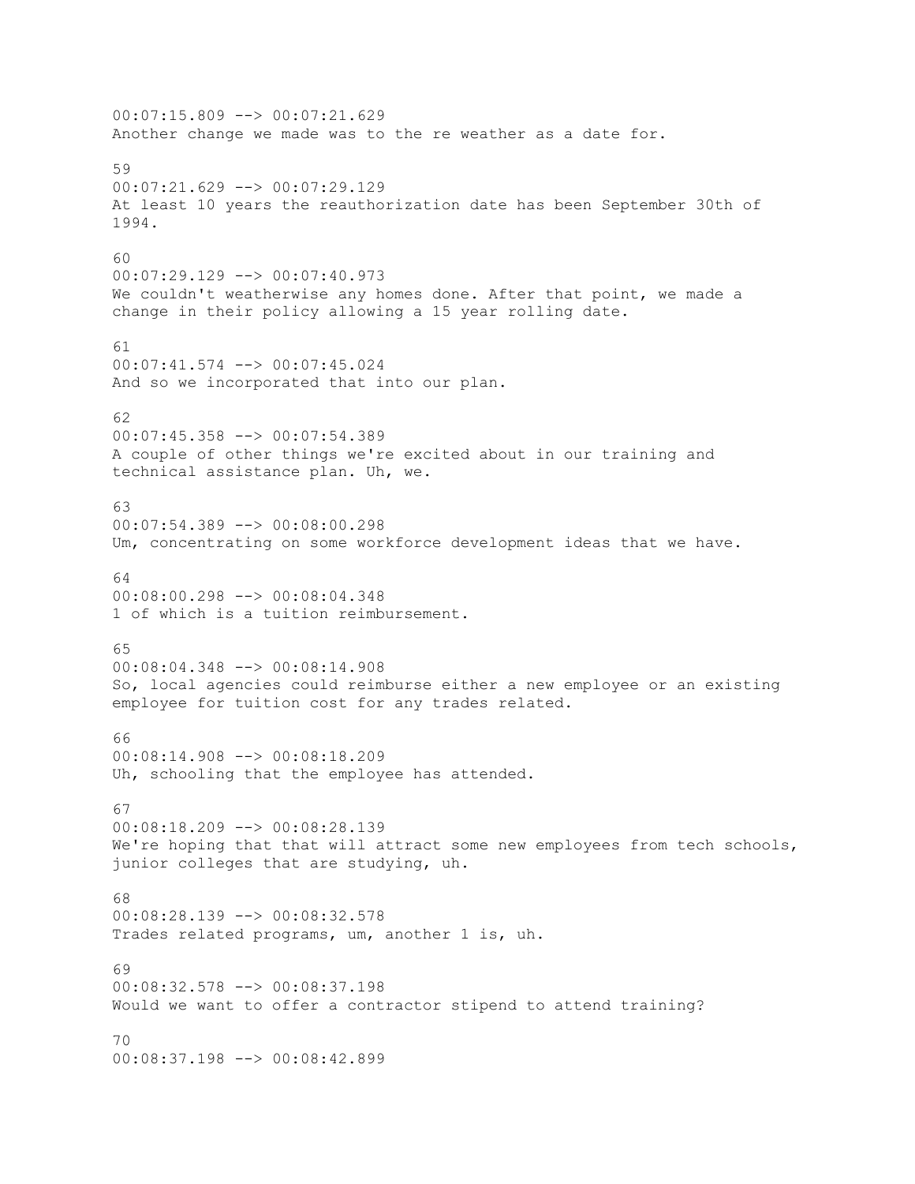00:07:15.809 --> 00:07:21.629
Another change we made was to the re weather as a date for.

59
00:07:21.629 --> 00:07:29.129
At least 10 years the reauthorization date has been September 30th of 1994.

60
00:07:29.129 --> 00:07:40.973
We couldn't weatherwise any homes done. After that point, we made a change in their policy allowing a 15 year rolling date.

61
00:07:41.574 --> 00:07:45.024
And so we incorporated that into our plan.

62
00:07:45.358 --> 00:07:54.389
A couple of other things we're excited about in our training and technical assistance plan. Uh, we.

63
00:07:54.389 --> 00:08:00.298
Um, concentrating on some workforce development ideas that we have.

64
00:08:00.298 --> 00:08:04.348
1 of which is a tuition reimbursement.

65
00:08:04.348 --> 00:08:14.908
So, local agencies could reimburse either a new employee or an existing employee for tuition cost for any trades related.

66
00:08:14.908 --> 00:08:18.209
Uh, schooling that the employee has attended.

67
00:08:18.209 --> 00:08:28.139
We're hoping that that will attract some new employees from tech schools, junior colleges that are studying, uh.

68
00:08:28.139 --> 00:08:32.578
Trades related programs, um, another 1 is, uh.

69
00:08:32.578 --> 00:08:37.198
Would we want to offer a contractor stipend to attend training?

70
00:08:37.198 --> 00:08:42.899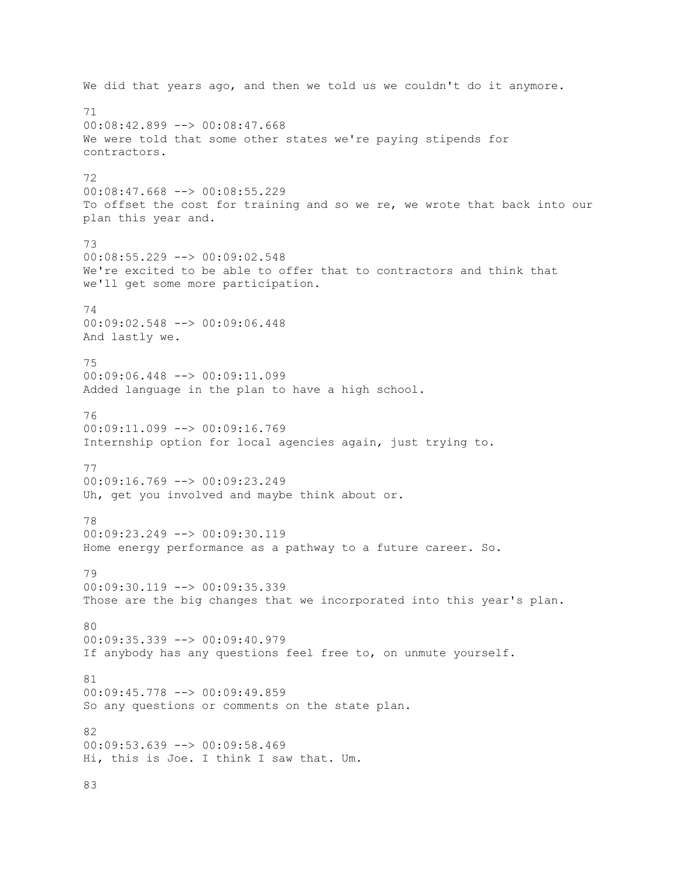We did that years ago, and then we told us we couldn't do it anymore.

71
00:08:42.899 --> 00:08:47.668
We were told that some other states we're paying stipends for contractors.

72
00:08:47.668 --> 00:08:55.229
To offset the cost for training and so we re, we wrote that back into our plan this year and.

73
00:08:55.229 --> 00:09:02.548
We're excited to be able to offer that to contractors and think that we'll get some more participation.

74
00:09:02.548 --> 00:09:06.448
And lastly we.

75
00:09:06.448 --> 00:09:11.099
Added language in the plan to have a high school.

76
00:09:11.099 --> 00:09:16.769
Internship option for local agencies again, just trying to.

77
00:09:16.769 --> 00:09:23.249
Uh, get you involved and maybe think about or.

78
00:09:23.249 --> 00:09:30.119
Home energy performance as a pathway to a future career. So.

79
00:09:30.119 --> 00:09:35.339
Those are the big changes that we incorporated into this year's plan.

80
00:09:35.339 --> 00:09:40.979
If anybody has any questions feel free to, on unmute yourself.

81
00:09:45.778 --> 00:09:49.859
So any questions or comments on the state plan.

82
00:09:53.639 --> 00:09:58.469
Hi, this is Joe. I think I saw that. Um.

83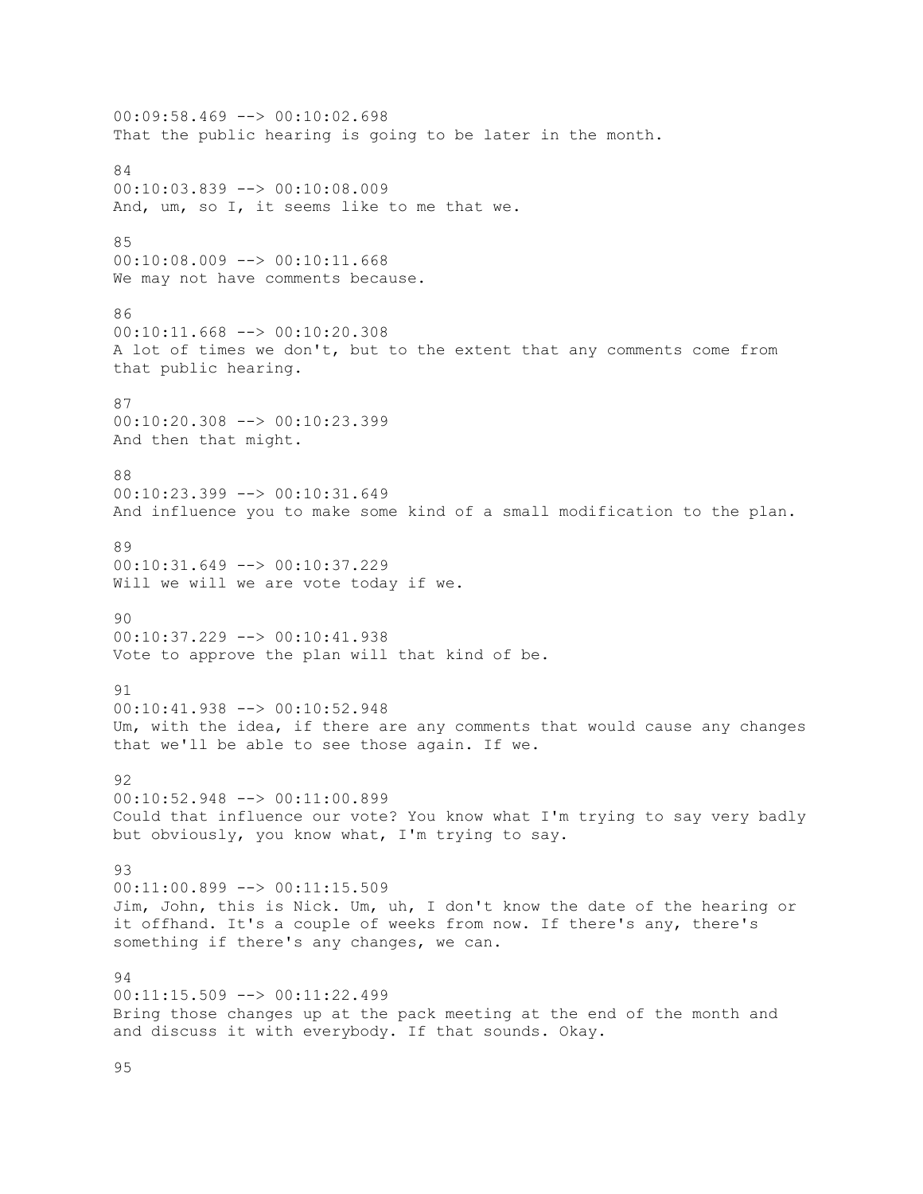00:09:58.469 --> 00:10:02.698
That the public hearing is going to be later in the month.

84
00:10:03.839 --> 00:10:08.009
And, um, so I, it seems like to me that we.

85
00:10:08.009 --> 00:10:11.668
We may not have comments because.

86
00:10:11.668 --> 00:10:20.308
A lot of times we don't, but to the extent that any comments come from that public hearing.

87
00:10:20.308 --> 00:10:23.399
And then that might.

88
00:10:23.399 --> 00:10:31.649
And influence you to make some kind of a small modification to the plan.

89
00:10:31.649 --> 00:10:37.229
Will we will we are vote today if we.

90
00:10:37.229 --> 00:10:41.938
Vote to approve the plan will that kind of be.

91
00:10:41.938 --> 00:10:52.948
Um, with the idea, if there are any comments that would cause any changes that we'll be able to see those again. If we.

92
00:10:52.948 --> 00:11:00.899
Could that influence our vote? You know what I'm trying to say very badly but obviously, you know what, I'm trying to say.

93
00:11:00.899 --> 00:11:15.509
Jim, John, this is Nick. Um, uh, I don't know the date of the hearing or it offhand. It's a couple of weeks from now. If there's any, there's something if there's any changes, we can.

94
00:11:15.509 --> 00:11:22.499
Bring those changes up at the pack meeting at the end of the month and and discuss it with everybody. If that sounds. Okay.

95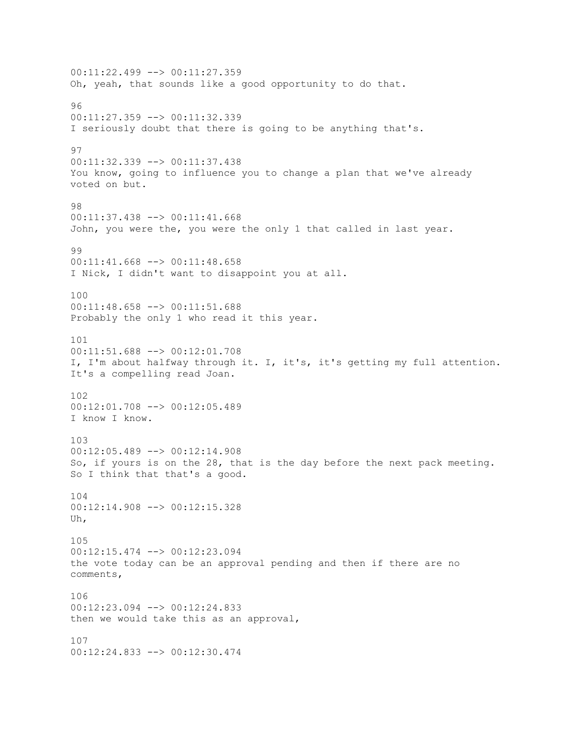00:11:22.499 --> 00:11:27.359
Oh, yeah, that sounds like a good opportunity to do that.

96
00:11:27.359 --> 00:11:32.339
I seriously doubt that there is going to be anything that's.

97
00:11:32.339 --> 00:11:37.438
You know, going to influence you to change a plan that we've already voted on but.

98
00:11:37.438 --> 00:11:41.668
John, you were the, you were the only 1 that called in last year.

99
00:11:41.668 --> 00:11:48.658
I Nick, I didn't want to disappoint you at all.

100
00:11:48.658 --> 00:11:51.688
Probably the only 1 who read it this year.

101
00:11:51.688 --> 00:12:01.708
I, I'm about halfway through it. I, it's, it's getting my full attention. It's a compelling read Joan.

102
00:12:01.708 --> 00:12:05.489
I know I know.

103
00:12:05.489 --> 00:12:14.908
So, if yours is on the 28, that is the day before the next pack meeting. So I think that that's a good.

104
00:12:14.908 --> 00:12:15.328
Uh,

105
00:12:15.474 --> 00:12:23.094
the vote today can be an approval pending and then if there are no comments,

106
00:12:23.094 --> 00:12:24.833
then we would take this as an approval,

107
00:12:24.833 --> 00:12:30.474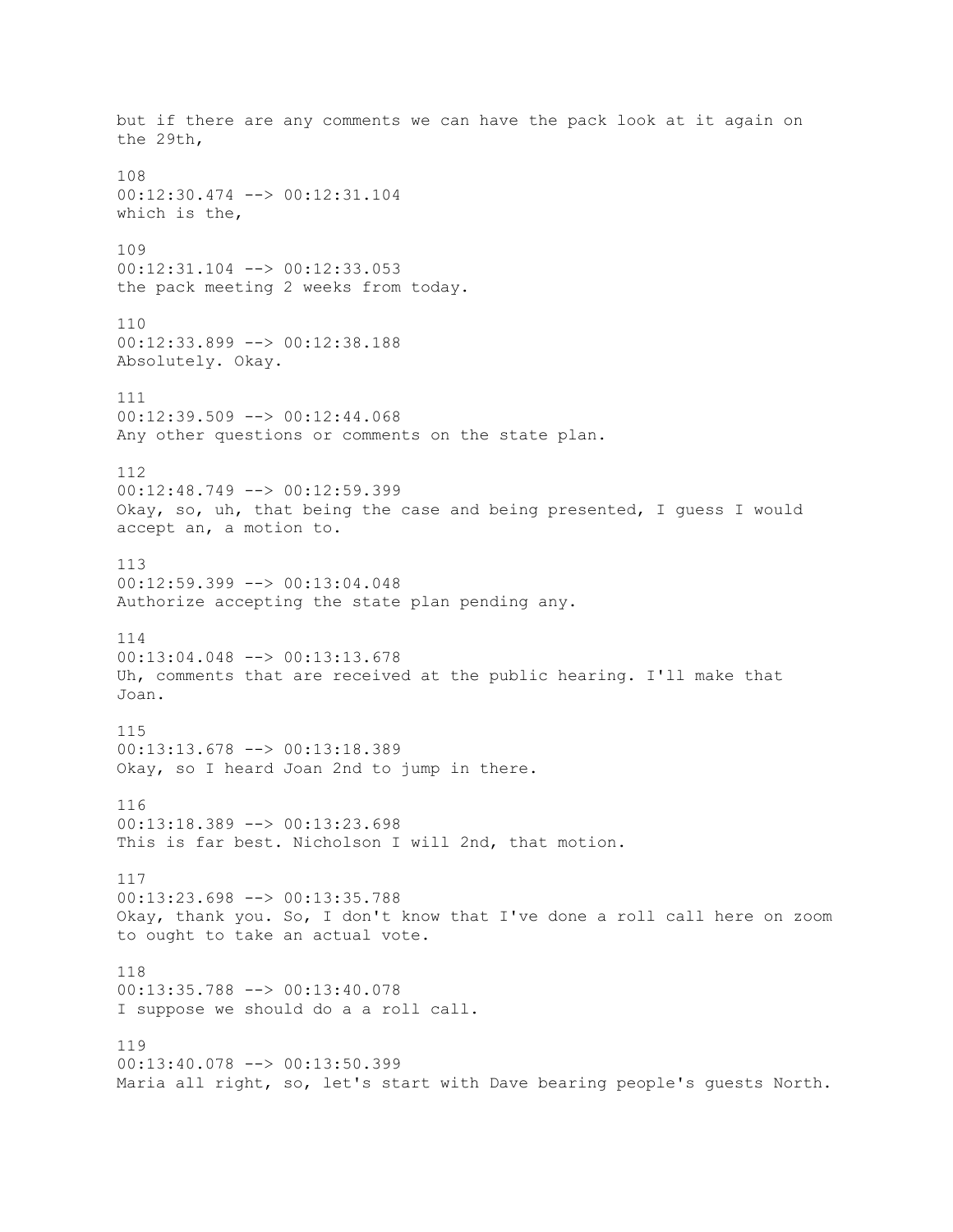but if there are any comments we can have the pack look at it again on the 29th,

108
00:12:30.474 --> 00:12:31.104
which is the,

109
00:12:31.104 --> 00:12:33.053
the pack meeting 2 weeks from today.

110
00:12:33.899 --> 00:12:38.188
Absolutely. Okay.

111
00:12:39.509 --> 00:12:44.068
Any other questions or comments on the state plan.

112
00:12:48.749 --> 00:12:59.399
Okay, so, uh, that being the case and being presented, I guess I would accept an, a motion to.

113
00:12:59.399 --> 00:13:04.048
Authorize accepting the state plan pending any.

114
00:13:04.048 --> 00:13:13.678
Uh, comments that are received at the public hearing. I'll make that Joan.

115
00:13:13.678 --> 00:13:18.389
Okay, so I heard Joan 2nd to jump in there.

116
00:13:18.389 --> 00:13:23.698
This is far best. Nicholson I will 2nd, that motion.

117
00:13:23.698 --> 00:13:35.788
Okay, thank you. So, I don't know that I've done a roll call here on zoom to ought to take an actual vote.

118
00:13:35.788 --> 00:13:40.078
I suppose we should do a a roll call.

119
00:13:40.078 --> 00:13:50.399
Maria all right, so, let's start with Dave bearing people's guests North.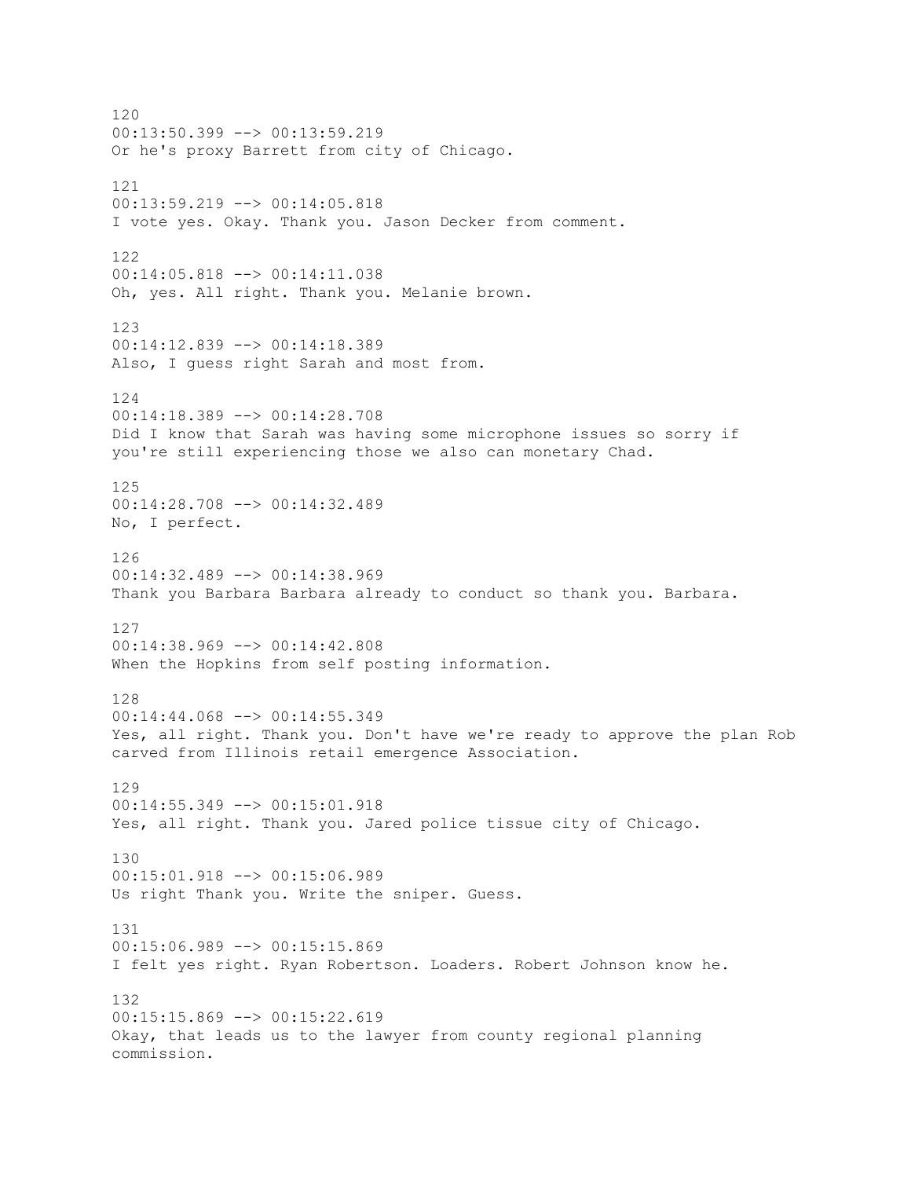120
00:13:50.399 --> 00:13:59.219
Or he's proxy Barrett from city of Chicago.

121
00:13:59.219 --> 00:14:05.818
I vote yes. Okay. Thank you. Jason Decker from comment.

122
00:14:05.818 --> 00:14:11.038
Oh, yes. All right. Thank you. Melanie brown.

123
00:14:12.839 --> 00:14:18.389
Also, I guess right Sarah and most from.

124
00:14:18.389 --> 00:14:28.708
Did I know that Sarah was having some microphone issues so sorry if you're still experiencing those we also can monetary Chad.

125
00:14:28.708 --> 00:14:32.489
No, I perfect.

126
00:14:32.489 --> 00:14:38.969
Thank you Barbara Barbara already to conduct so thank you. Barbara.

127
00:14:38.969 --> 00:14:42.808
When the Hopkins from self posting information.

128
00:14:44.068 --> 00:14:55.349
Yes, all right. Thank you. Don't have we're ready to approve the plan Rob carved from Illinois retail emergence Association.

129
00:14:55.349 --> 00:15:01.918
Yes, all right. Thank you. Jared police tissue city of Chicago.

130
00:15:01.918 --> 00:15:06.989
Us right Thank you. Write the sniper. Guess.

131
00:15:06.989 --> 00:15:15.869
I felt yes right. Ryan Robertson. Loaders. Robert Johnson know he.

132
00:15:15.869 --> 00:15:22.619
Okay, that leads us to the lawyer from county regional planning commission.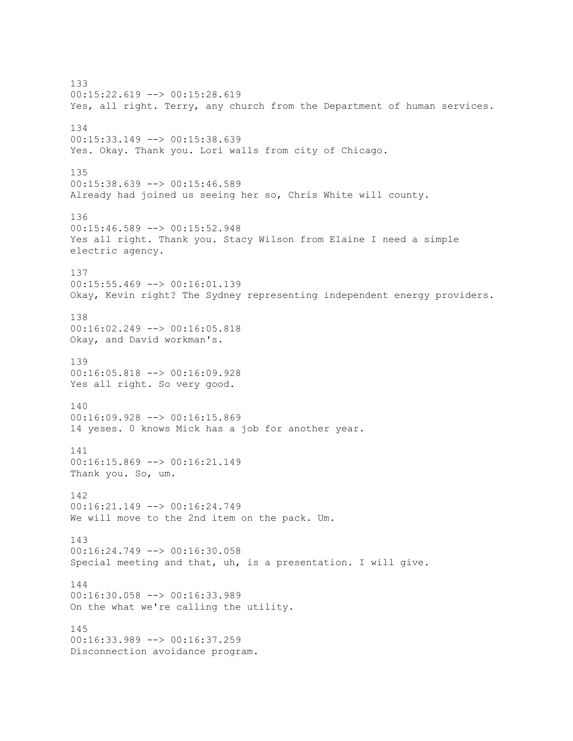133
00:15:22.619 --> 00:15:28.619
Yes, all right. Terry, any church from the Department of human services.

134
00:15:33.149 --> 00:15:38.639
Yes. Okay. Thank you. Lori walls from city of Chicago.

135
00:15:38.639 --> 00:15:46.589
Already had joined us seeing her so, Chris White will county.

136
00:15:46.589 --> 00:15:52.948
Yes all right. Thank you. Stacy Wilson from Elaine I need a simple electric agency.

137
00:15:55.469 --> 00:16:01.139
Okay, Kevin right? The Sydney representing independent energy providers.

138
00:16:02.249 --> 00:16:05.818
Okay, and David workman's.

139
00:16:05.818 --> 00:16:09.928
Yes all right. So very good.

140
00:16:09.928 --> 00:16:15.869
14 yeses. 0 knows Mick has a job for another year.

141
00:16:15.869 --> 00:16:21.149
Thank you. So, um.

142
00:16:21.149 --> 00:16:24.749
We will move to the 2nd item on the pack. Um.

143
00:16:24.749 --> 00:16:30.058
Special meeting and that, uh, is a presentation. I will give.

144
00:16:30.058 --> 00:16:33.989
On the what we're calling the utility.

145
00:16:33.989 --> 00:16:37.259
Disconnection avoidance program.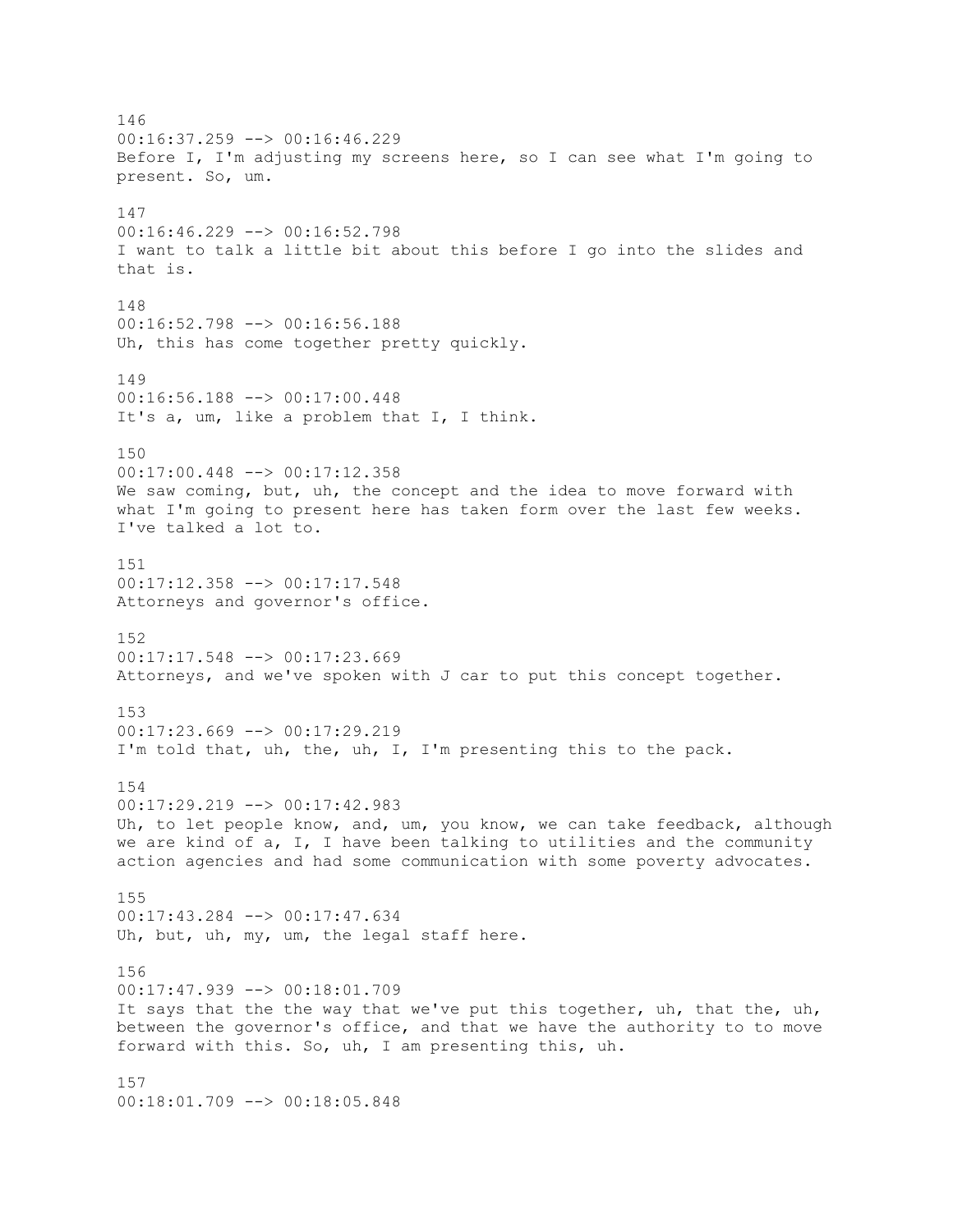146
00:16:37.259 --> 00:16:46.229
Before I, I'm adjusting my screens here, so I can see what I'm going to present. So, um.

147
00:16:46.229 --> 00:16:52.798
I want to talk a little bit about this before I go into the slides and that is.

148
00:16:52.798 --> 00:16:56.188
Uh, this has come together pretty quickly.

149
00:16:56.188 --> 00:17:00.448
It's a, um, like a problem that I, I think.

150
00:17:00.448 --> 00:17:12.358
We saw coming, but, uh, the concept and the idea to move forward with what I'm going to present here has taken form over the last few weeks. I've talked a lot to.

151
00:17:12.358 --> 00:17:17.548
Attorneys and governor's office.

152
00:17:17.548 --> 00:17:23.669
Attorneys, and we've spoken with J car to put this concept together.

153
00:17:23.669 --> 00:17:29.219
I'm told that, uh, the, uh, I, I'm presenting this to the pack.

154
00:17:29.219 --> 00:17:42.983
Uh, to let people know, and, um, you know, we can take feedback, although we are kind of a, I, I have been talking to utilities and the community action agencies and had some communication with some poverty advocates.

155
00:17:43.284 --> 00:17:47.634
Uh, but, uh, my, um, the legal staff here.

156
00:17:47.939 --> 00:18:01.709
It says that the the way that we've put this together, uh, that the, uh, between the governor's office, and that we have the authority to to move forward with this. So, uh, I am presenting this, uh.

157
00:18:01.709 --> 00:18:05.848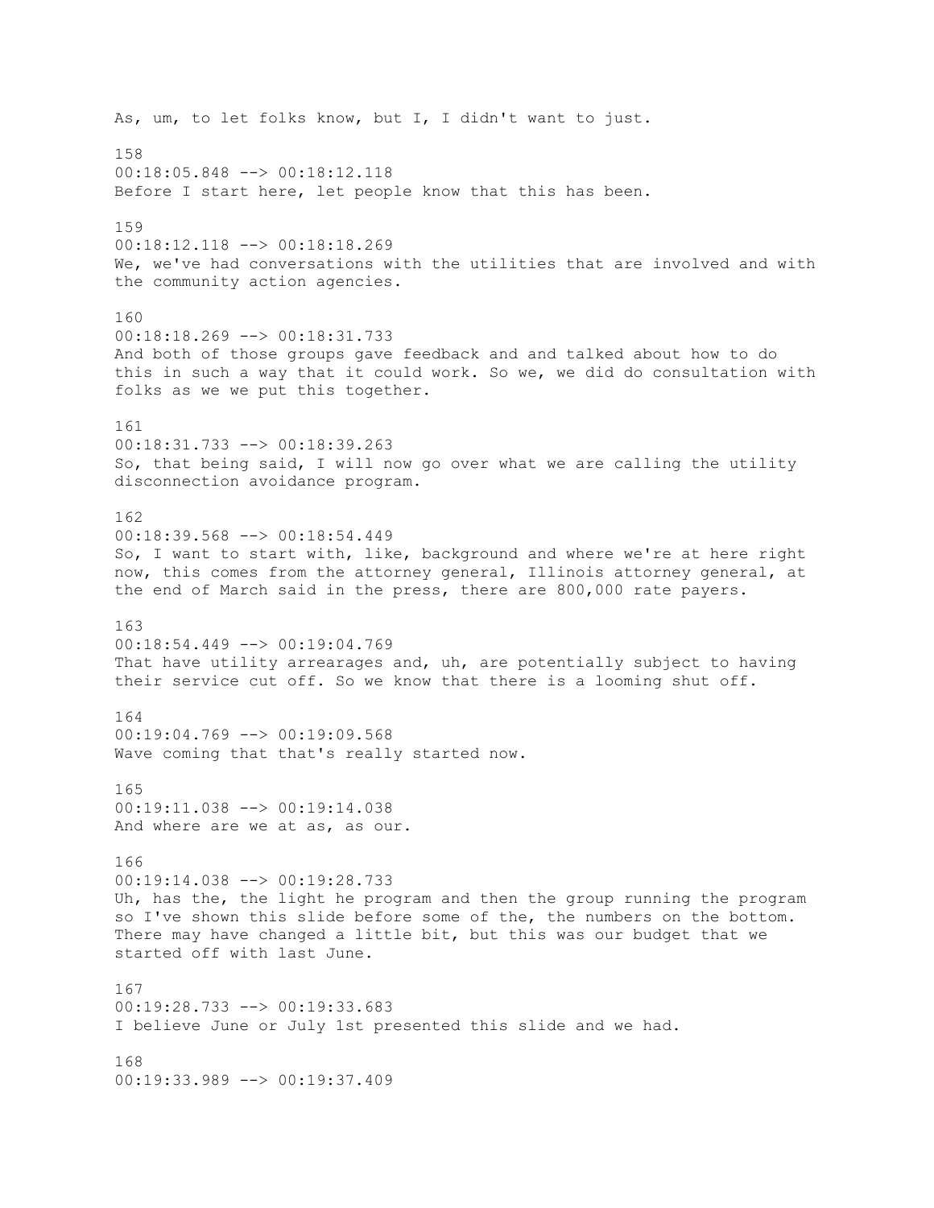As, um, to let folks know, but I, I didn't want to just.

158
00:18:05.848 --> 00:18:12.118
Before I start here, let people know that this has been.

159
00:18:12.118 --> 00:18:18.269
We, we've had conversations with the utilities that are involved and with the community action agencies.

160
00:18:18.269 --> 00:18:31.733
And both of those groups gave feedback and and talked about how to do this in such a way that it could work. So we, we did do consultation with folks as we we put this together.

161
00:18:31.733 --> 00:18:39.263
So, that being said, I will now go over what we are calling the utility disconnection avoidance program.

162
00:18:39.568 --> 00:18:54.449
So, I want to start with, like, background and where we're at here right now, this comes from the attorney general, Illinois attorney general, at the end of March said in the press, there are 800,000 rate payers.

163
00:18:54.449 --> 00:19:04.769
That have utility arrearages and, uh, are potentially subject to having their service cut off. So we know that there is a looming shut off.

164
00:19:04.769 --> 00:19:09.568
Wave coming that that's really started now.

165
00:19:11.038 --> 00:19:14.038
And where are we at as, as our.

166
00:19:14.038 --> 00:19:28.733
Uh, has the, the light he program and then the group running the program so I've shown this slide before some of the, the numbers on the bottom. There may have changed a little bit, but this was our budget that we started off with last June.

167
00:19:28.733 --> 00:19:33.683
I believe June or July 1st presented this slide and we had.

168
00:19:33.989 --> 00:19:37.409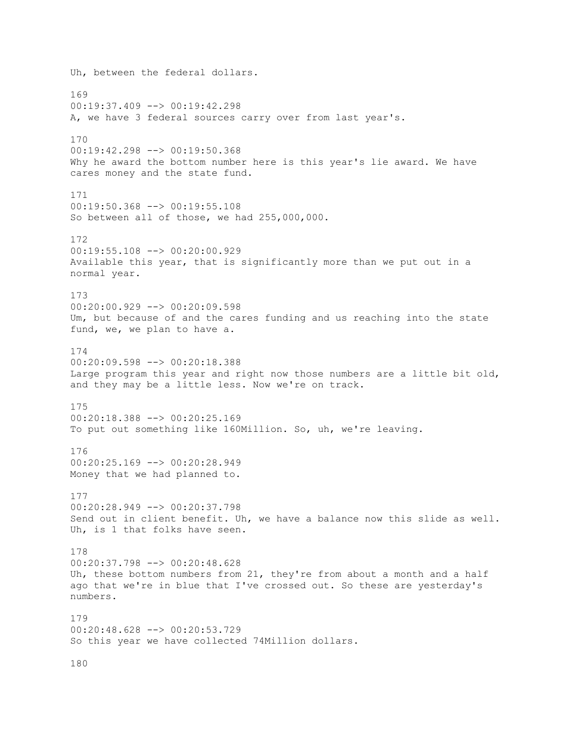Uh, between the federal dollars.

169
00:19:37.409 --> 00:19:42.298
A, we have 3 federal sources carry over from last year's.

170
00:19:42.298 --> 00:19:50.368
Why he award the bottom number here is this year's lie award. We have cares money and the state fund.

171
00:19:50.368 --> 00:19:55.108
So between all of those, we had 255,000,000.

172
00:19:55.108 --> 00:20:00.929
Available this year, that is significantly more than we put out in a normal year.

173
00:20:00.929 --> 00:20:09.598
Um, but because of and the cares funding and us reaching into the state fund, we, we plan to have a.

174
00:20:09.598 --> 00:20:18.388
Large program this year and right now those numbers are a little bit old, and they may be a little less. Now we're on track.

175
00:20:18.388 --> 00:20:25.169
To put out something like 160Million. So, uh, we're leaving.

176
00:20:25.169 --> 00:20:28.949
Money that we had planned to.

177
00:20:28.949 --> 00:20:37.798
Send out in client benefit. Uh, we have a balance now this slide as well. Uh, is 1 that folks have seen.

178
00:20:37.798 --> 00:20:48.628
Uh, these bottom numbers from 21, they're from about a month and a half ago that we're in blue that I've crossed out. So these are yesterday's numbers.

179
00:20:48.628 --> 00:20:53.729
So this year we have collected 74Million dollars.

180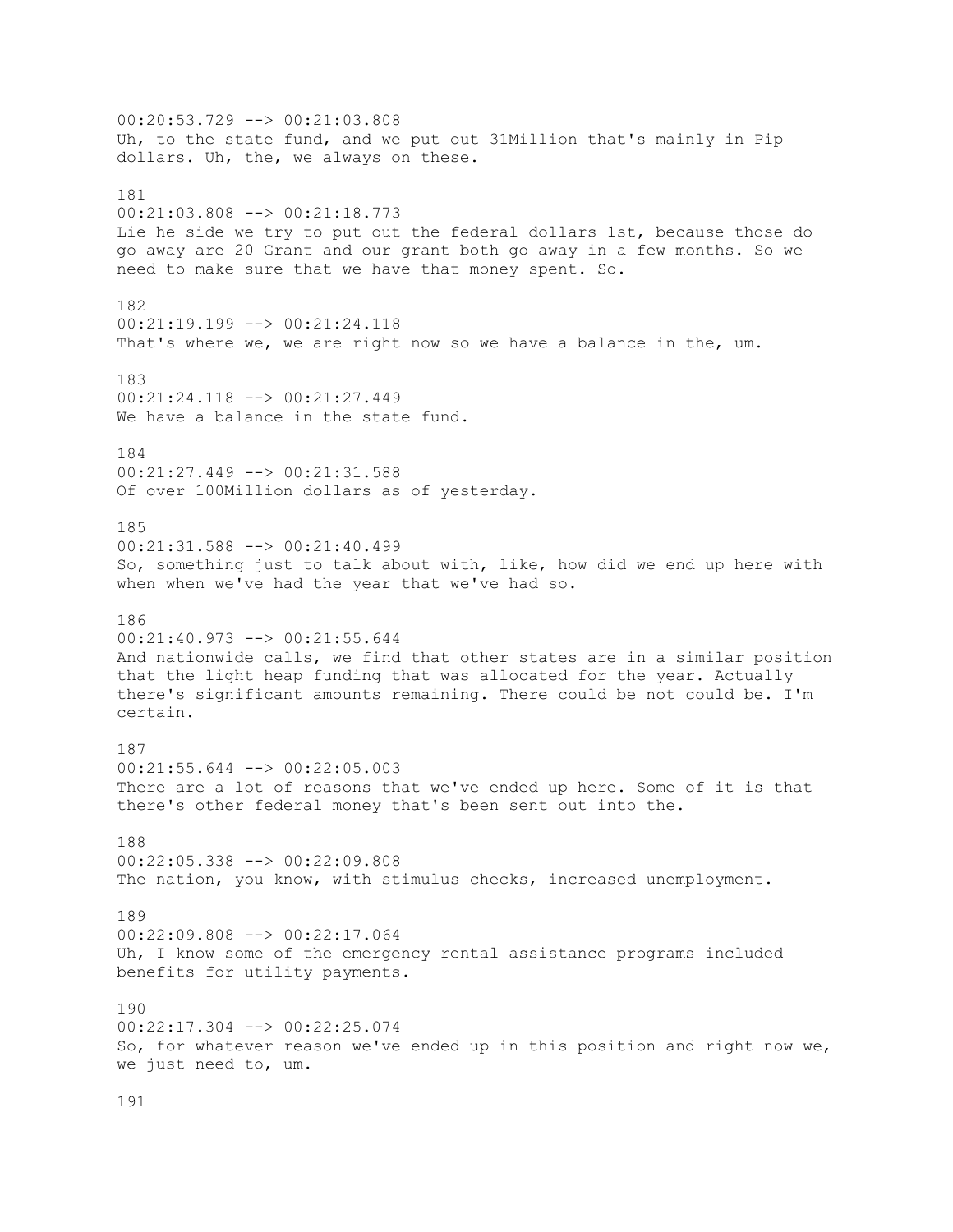00:20:53.729 --> 00:21:03.808
Uh, to the state fund, and we put out 31Million that's mainly in Pip dollars. Uh, the, we always on these.

181
00:21:03.808 --> 00:21:18.773
Lie he side we try to put out the federal dollars 1st, because those do go away are 20 Grant and our grant both go away in a few months. So we need to make sure that we have that money spent. So.

182
00:21:19.199 --> 00:21:24.118
That's where we, we are right now so we have a balance in the, um.

183
00:21:24.118 --> 00:21:27.449
We have a balance in the state fund.

184
00:21:27.449 --> 00:21:31.588
Of over 100Million dollars as of yesterday.

185
00:21:31.588 --> 00:21:40.499
So, something just to talk about with, like, how did we end up here with when when we've had the year that we've had so.

186
00:21:40.973 --> 00:21:55.644
And nationwide calls, we find that other states are in a similar position that the light heap funding that was allocated for the year. Actually there's significant amounts remaining. There could be not could be. I'm certain.

187
00:21:55.644 --> 00:22:05.003
There are a lot of reasons that we've ended up here. Some of it is that there's other federal money that's been sent out into the.

188
00:22:05.338 --> 00:22:09.808
The nation, you know, with stimulus checks, increased unemployment.

189
00:22:09.808 --> 00:22:17.064
Uh, I know some of the emergency rental assistance programs included benefits for utility payments.

190
00:22:17.304 --> 00:22:25.074
So, for whatever reason we've ended up in this position and right now we, we just need to, um.

191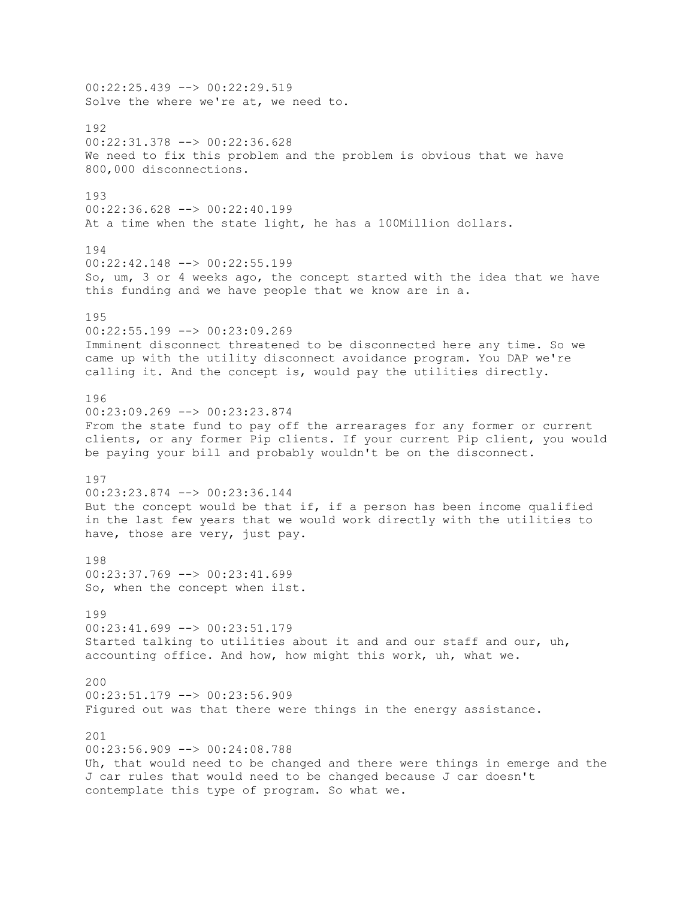00:22:25.439 --> 00:22:29.519
Solve the where we're at, we need to.

192
00:22:31.378 --> 00:22:36.628
We need to fix this problem and the problem is obvious that we have 800,000 disconnections.

193
00:22:36.628 --> 00:22:40.199
At a time when the state light, he has a 100Million dollars.

194
00:22:42.148 --> 00:22:55.199
So, um, 3 or 4 weeks ago, the concept started with the idea that we have this funding and we have people that we know are in a.

195
00:22:55.199 --> 00:23:09.269
Imminent disconnect threatened to be disconnected here any time. So we came up with the utility disconnect avoidance program. You DAP we're calling it. And the concept is, would pay the utilities directly.

196
00:23:09.269 --> 00:23:23.874
From the state fund to pay off the arrearages for any former or current clients, or any former Pip clients. If your current Pip client, you would be paying your bill and probably wouldn't be on the disconnect.

197
00:23:23.874 --> 00:23:36.144
But the concept would be that if, if a person has been income qualified in the last few years that we would work directly with the utilities to have, those are very, just pay.

198
00:23:37.769 --> 00:23:41.699
So, when the concept when i1st.

199
00:23:41.699 --> 00:23:51.179
Started talking to utilities about it and and our staff and our, uh, accounting office. And how, how might this work, uh, what we.

200
00:23:51.179 --> 00:23:56.909
Figured out was that there were things in the energy assistance.

201
00:23:56.909 --> 00:24:08.788
Uh, that would need to be changed and there were things in emerge and the J car rules that would need to be changed because J car doesn't contemplate this type of program. So what we.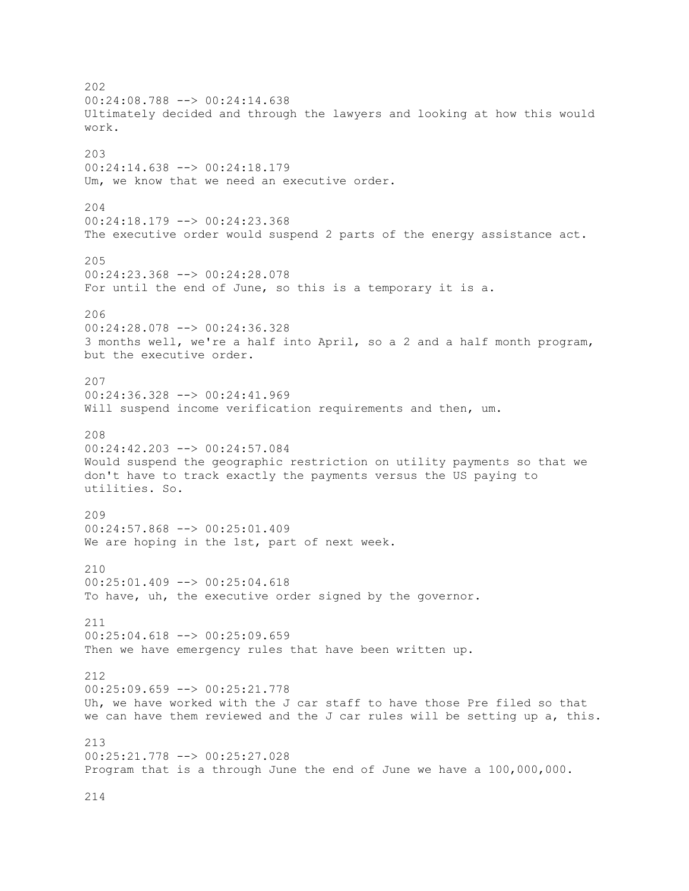202
00:24:08.788 --> 00:24:14.638
Ultimately decided and through the lawyers and looking at how this would work.

203
00:24:14.638 --> 00:24:18.179
Um, we know that we need an executive order.

204
00:24:18.179 --> 00:24:23.368
The executive order would suspend 2 parts of the energy assistance act.

205
00:24:23.368 --> 00:24:28.078
For until the end of June, so this is a temporary it is a.

206
00:24:28.078 --> 00:24:36.328
3 months well, we're a half into April, so a 2 and a half month program, but the executive order.

207
00:24:36.328 --> 00:24:41.969
Will suspend income verification requirements and then, um.

208
00:24:42.203 --> 00:24:57.084
Would suspend the geographic restriction on utility payments so that we don't have to track exactly the payments versus the US paying to utilities. So.

209
00:24:57.868 --> 00:25:01.409
We are hoping in the 1st, part of next week.

210
00:25:01.409 --> 00:25:04.618
To have, uh, the executive order signed by the governor.

211
00:25:04.618 --> 00:25:09.659
Then we have emergency rules that have been written up.

212
00:25:09.659 --> 00:25:21.778
Uh, we have worked with the J car staff to have those Pre filed so that we can have them reviewed and the J car rules will be setting up a, this.

213
00:25:21.778 --> 00:25:27.028
Program that is a through June the end of June we have a 100,000,000.

214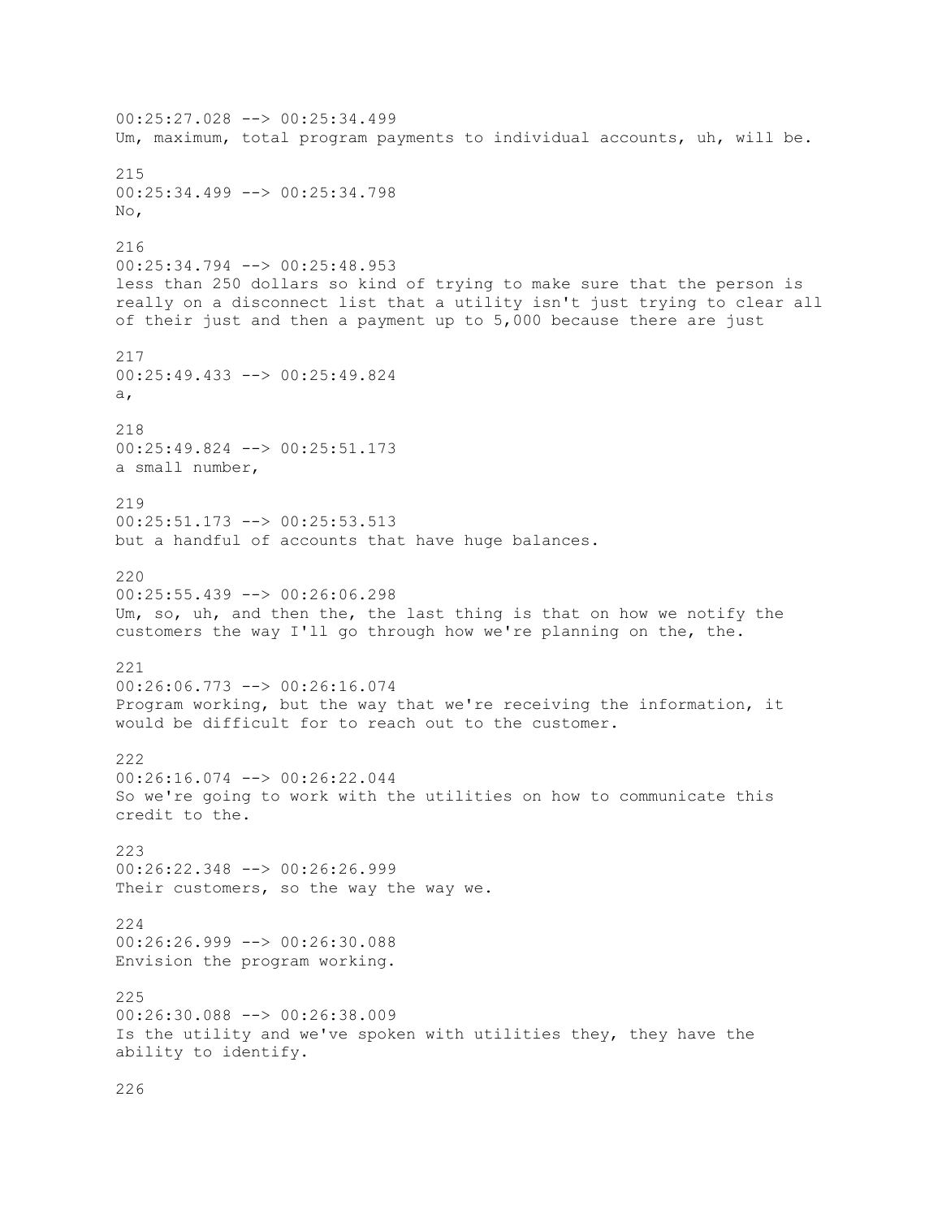00:25:27.028 --> 00:25:34.499
Um, maximum, total program payments to individual accounts, uh, will be.

215
00:25:34.499 --> 00:25:34.798
No,

216
00:25:34.794 --> 00:25:48.953
less than 250 dollars so kind of trying to make sure that the person is really on a disconnect list that a utility isn't just trying to clear all of their just and then a payment up to 5,000 because there are just

217
00:25:49.433 --> 00:25:49.824
a,

218
00:25:49.824 --> 00:25:51.173
a small number,

219
00:25:51.173 --> 00:25:53.513
but a handful of accounts that have huge balances.

220
00:25:55.439 --> 00:26:06.298
Um, so, uh, and then the, the last thing is that on how we notify the customers the way I'll go through how we're planning on the, the.

221
00:26:06.773 --> 00:26:16.074
Program working, but the way that we're receiving the information, it would be difficult for to reach out to the customer.

222
00:26:16.074 --> 00:26:22.044
So we're going to work with the utilities on how to communicate this credit to the.

223
00:26:22.348 --> 00:26:26.999
Their customers, so the way the way we.

224
00:26:26.999 --> 00:26:30.088
Envision the program working.

225
00:26:30.088 --> 00:26:38.009
Is the utility and we've spoken with utilities they, they have the ability to identify.

226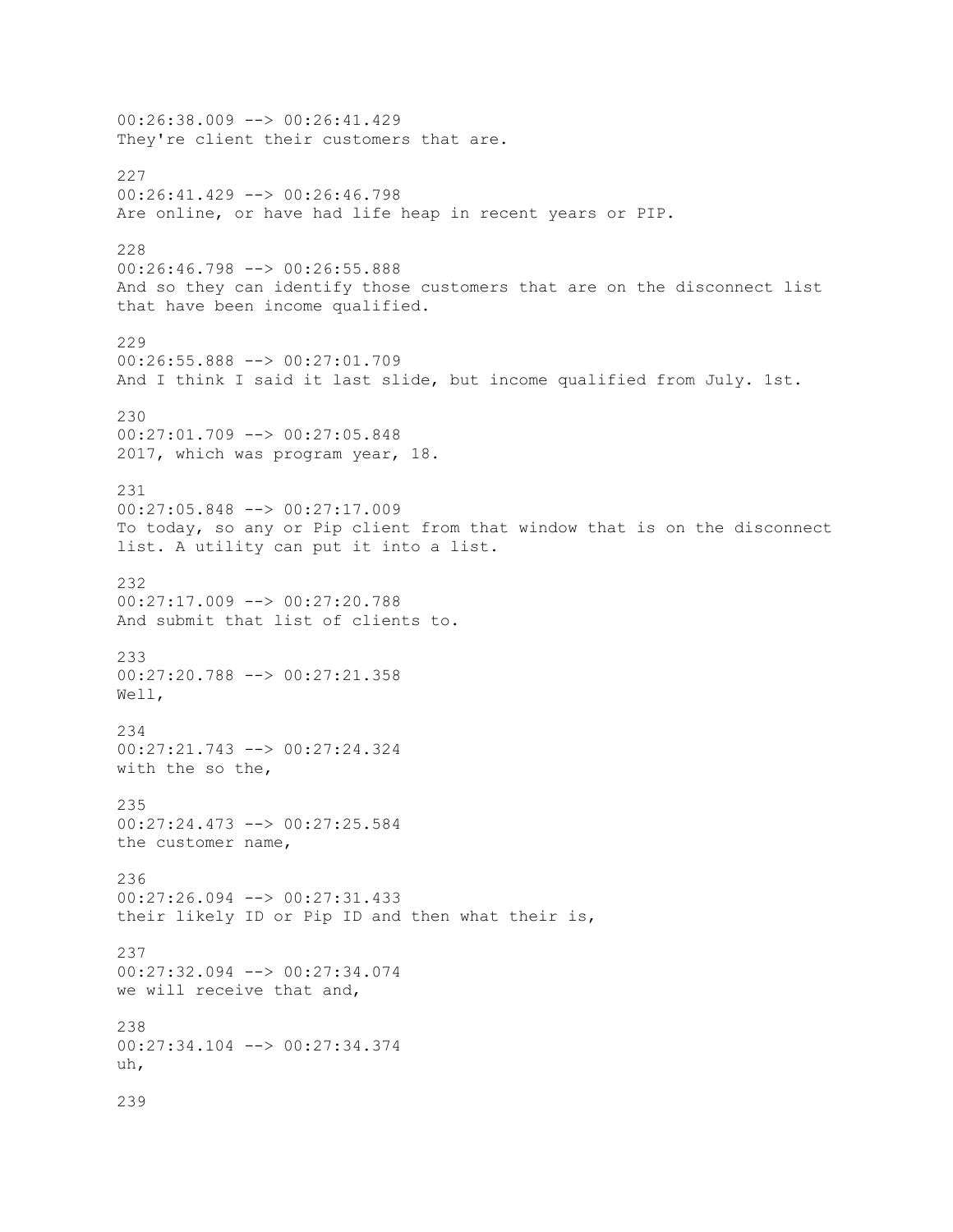00:26:38.009 --> 00:26:41.429
They're client their customers that are.

227
00:26:41.429 --> 00:26:46.798
Are online, or have had life heap in recent years or PIP.

228
00:26:46.798 --> 00:26:55.888
And so they can identify those customers that are on the disconnect list that have been income qualified.

229
00:26:55.888 --> 00:27:01.709
And I think I said it last slide, but income qualified from July. 1st.

230
00:27:01.709 --> 00:27:05.848
2017, which was program year, 18.

231
00:27:05.848 --> 00:27:17.009
To today, so any or Pip client from that window that is on the disconnect list. A utility can put it into a list.

232
00:27:17.009 --> 00:27:20.788
And submit that list of clients to.

233
00:27:20.788 --> 00:27:21.358
Well,

234
00:27:21.743 --> 00:27:24.324
with the so the,

235
00:27:24.473 --> 00:27:25.584
the customer name,

236
00:27:26.094 --> 00:27:31.433
their likely ID or Pip ID and then what their is,

237
00:27:32.094 --> 00:27:34.074
we will receive that and,

238
00:27:34.104 --> 00:27:34.374
uh,

239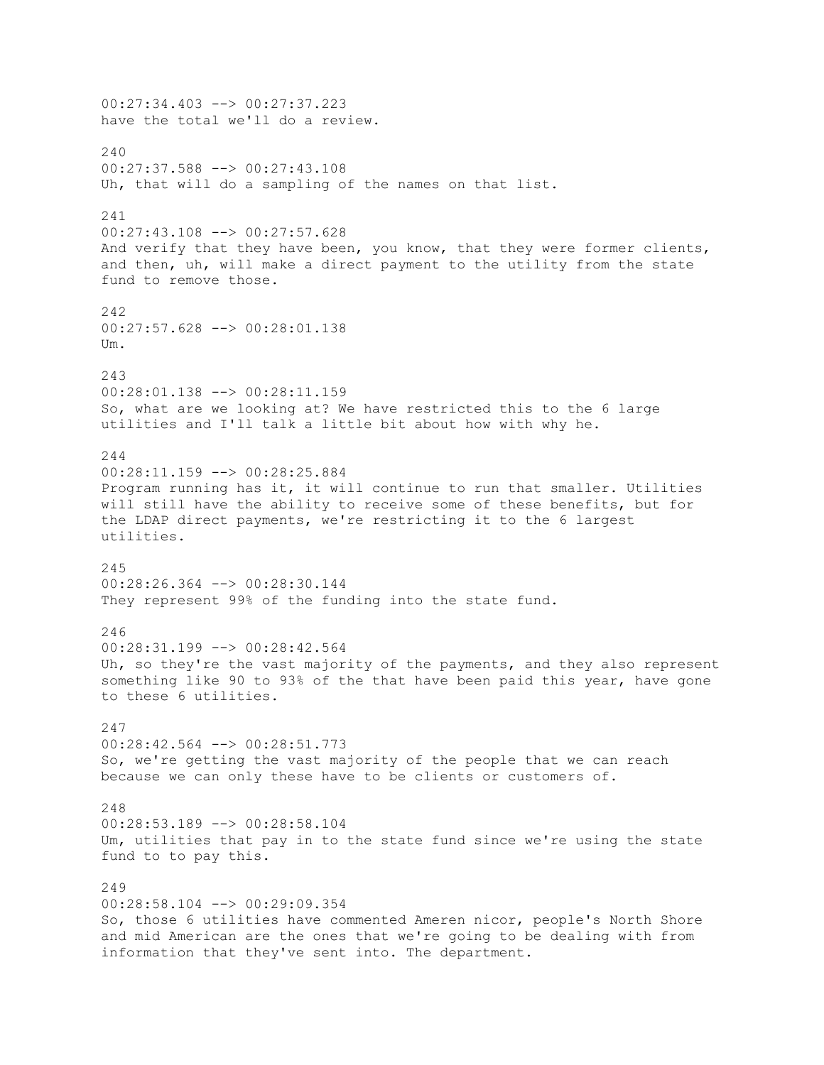00:27:34.403 --> 00:27:37.223
have the total we'll do a review.

240
00:27:37.588 --> 00:27:43.108
Uh, that will do a sampling of the names on that list.

241
00:27:43.108 --> 00:27:57.628
And verify that they have been, you know, that they were former clients, and then, uh, will make a direct payment to the utility from the state fund to remove those.

242
00:27:57.628 --> 00:28:01.138
Um.

243
00:28:01.138 --> 00:28:11.159
So, what are we looking at? We have restricted this to the 6 large utilities and I'll talk a little bit about how with why he.

244
00:28:11.159 --> 00:28:25.884
Program running has it, it will continue to run that smaller. Utilities will still have the ability to receive some of these benefits, but for the LDAP direct payments, we're restricting it to the 6 largest utilities.

245
00:28:26.364 --> 00:28:30.144
They represent 99% of the funding into the state fund.

246
00:28:31.199 --> 00:28:42.564
Uh, so they're the vast majority of the payments, and they also represent something like 90 to 93% of the that have been paid this year, have gone to these 6 utilities.

247
00:28:42.564 --> 00:28:51.773
So, we're getting the vast majority of the people that we can reach because we can only these have to be clients or customers of.

248
00:28:53.189 --> 00:28:58.104
Um, utilities that pay in to the state fund since we're using the state fund to to pay this.

249
00:28:58.104 --> 00:29:09.354
So, those 6 utilities have commented Ameren nicor, people's North Shore and mid American are the ones that we're going to be dealing with from information that they've sent into. The department.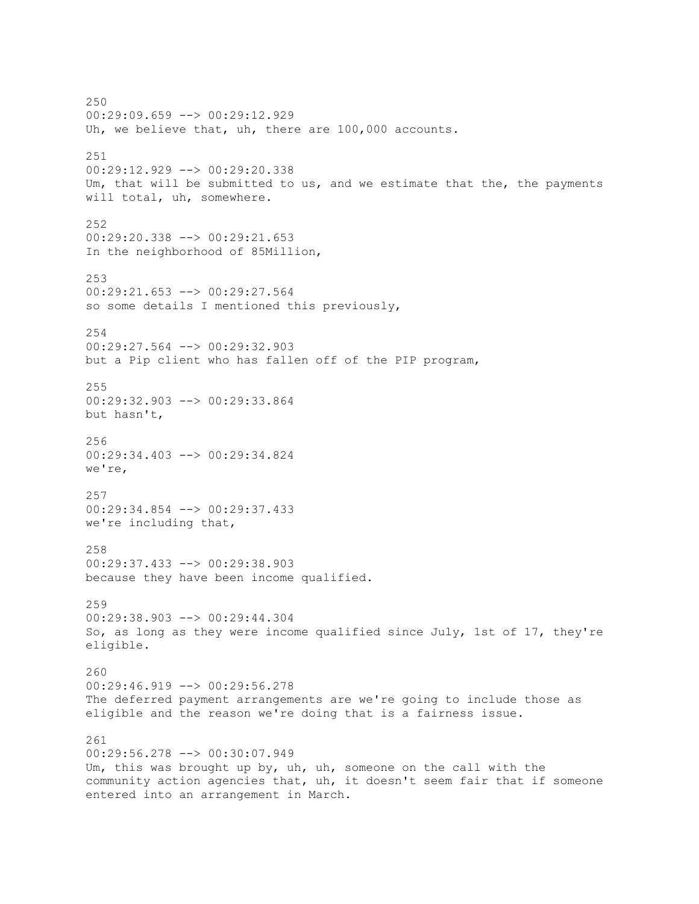250
00:29:09.659 --> 00:29:12.929
Uh, we believe that, uh, there are 100,000 accounts.

251
00:29:12.929 --> 00:29:20.338
Um, that will be submitted to us, and we estimate that the, the payments will total, uh, somewhere.

252
00:29:20.338 --> 00:29:21.653
In the neighborhood of 85Million,

253
00:29:21.653 --> 00:29:27.564
so some details I mentioned this previously,

254
00:29:27.564 --> 00:29:32.903
but a Pip client who has fallen off of the PIP program,

255
00:29:32.903 --> 00:29:33.864
but hasn't,

256
00:29:34.403 --> 00:29:34.824
we're,

257
00:29:34.854 --> 00:29:37.433
we're including that,

258
00:29:37.433 --> 00:29:38.903
because they have been income qualified.

259
00:29:38.903 --> 00:29:44.304
So, as long as they were income qualified since July, 1st of 17, they're eligible.

260
00:29:46.919 --> 00:29:56.278
The deferred payment arrangements are we're going to include those as eligible and the reason we're doing that is a fairness issue.

261
00:29:56.278 --> 00:30:07.949
Um, this was brought up by, uh, uh, someone on the call with the community action agencies that, uh, it doesn't seem fair that if someone entered into an arrangement in March.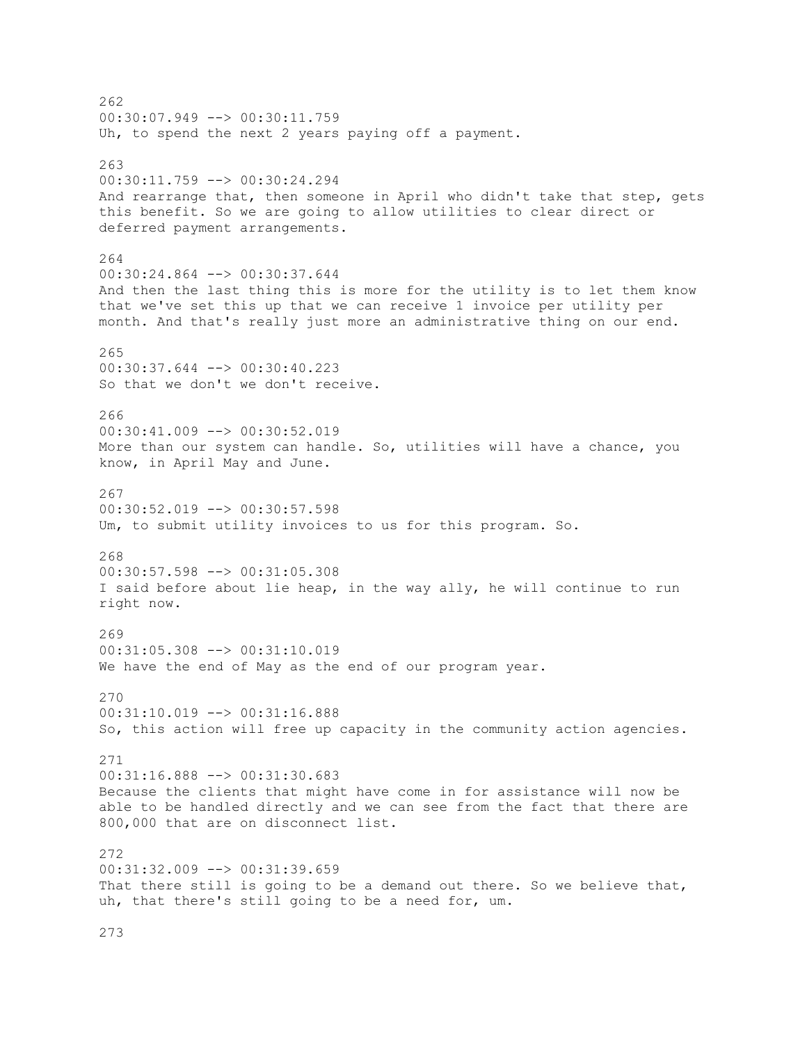262
00:30:07.949 --> 00:30:11.759
Uh, to spend the next 2 years paying off a payment.

263
00:30:11.759 --> 00:30:24.294
And rearrange that, then someone in April who didn't take that step, gets this benefit. So we are going to allow utilities to clear direct or deferred payment arrangements.

264
00:30:24.864 --> 00:30:37.644
And then the last thing this is more for the utility is to let them know that we've set this up that we can receive 1 invoice per utility per month. And that's really just more an administrative thing on our end.

265
00:30:37.644 --> 00:30:40.223
So that we don't we don't receive.

266
00:30:41.009 --> 00:30:52.019
More than our system can handle. So, utilities will have a chance, you know, in April May and June.

267
00:30:52.019 --> 00:30:57.598
Um, to submit utility invoices to us for this program. So.

268
00:30:57.598 --> 00:31:05.308
I said before about lie heap, in the way ally, he will continue to run right now.

269
00:31:05.308 --> 00:31:10.019
We have the end of May as the end of our program year.

270
00:31:10.019 --> 00:31:16.888
So, this action will free up capacity in the community action agencies.

271
00:31:16.888 --> 00:31:30.683
Because the clients that might have come in for assistance will now be able to be handled directly and we can see from the fact that there are 800,000 that are on disconnect list.

272
00:31:32.009 --> 00:31:39.659
That there still is going to be a demand out there. So we believe that, uh, that there's still going to be a need for, um.

273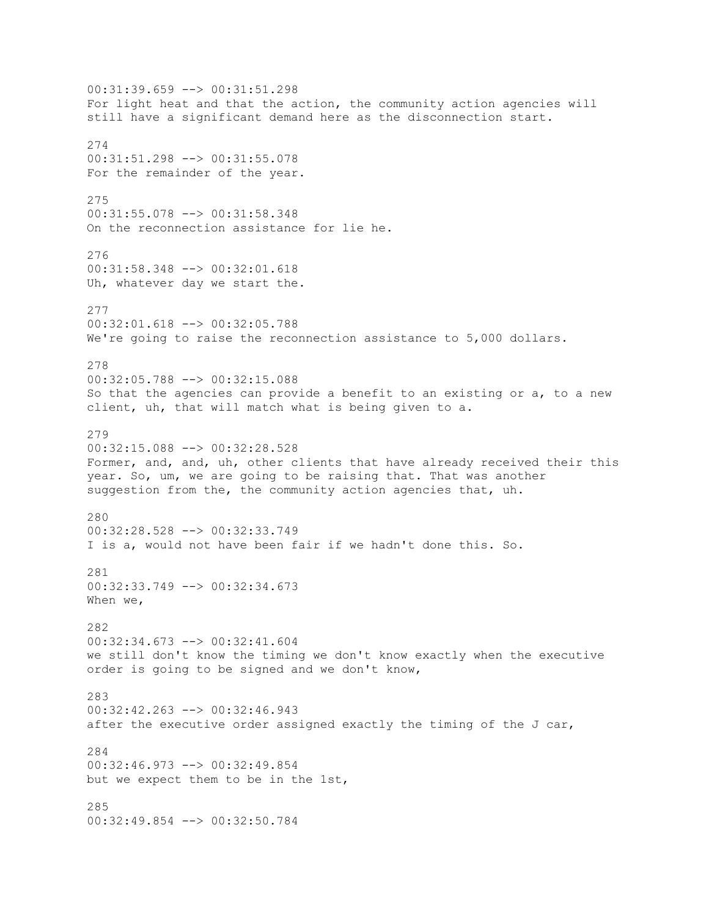00:31:39.659 --> 00:31:51.298
For light heat and that the action, the community action agencies will still have a significant demand here as the disconnection start.

274
00:31:51.298 --> 00:31:55.078
For the remainder of the year.

275
00:31:55.078 --> 00:31:58.348
On the reconnection assistance for lie he.

276
00:31:58.348 --> 00:32:01.618
Uh, whatever day we start the.

277
00:32:01.618 --> 00:32:05.788
We're going to raise the reconnection assistance to 5,000 dollars.

278
00:32:05.788 --> 00:32:15.088
So that the agencies can provide a benefit to an existing or a, to a new client, uh, that will match what is being given to a.

279
00:32:15.088 --> 00:32:28.528
Former, and, and, uh, other clients that have already received their this year. So, um, we are going to be raising that. That was another suggestion from the, the community action agencies that, uh.

280
00:32:28.528 --> 00:32:33.749
I is a, would not have been fair if we hadn't done this. So.

281
00:32:33.749 --> 00:32:34.673
When we,

282
00:32:34.673 --> 00:32:41.604
we still don't know the timing we don't know exactly when the executive order is going to be signed and we don't know,

283
00:32:42.263 --> 00:32:46.943
after the executive order assigned exactly the timing of the J car,

284
00:32:46.973 --> 00:32:49.854
but we expect them to be in the 1st,

285
00:32:49.854 --> 00:32:50.784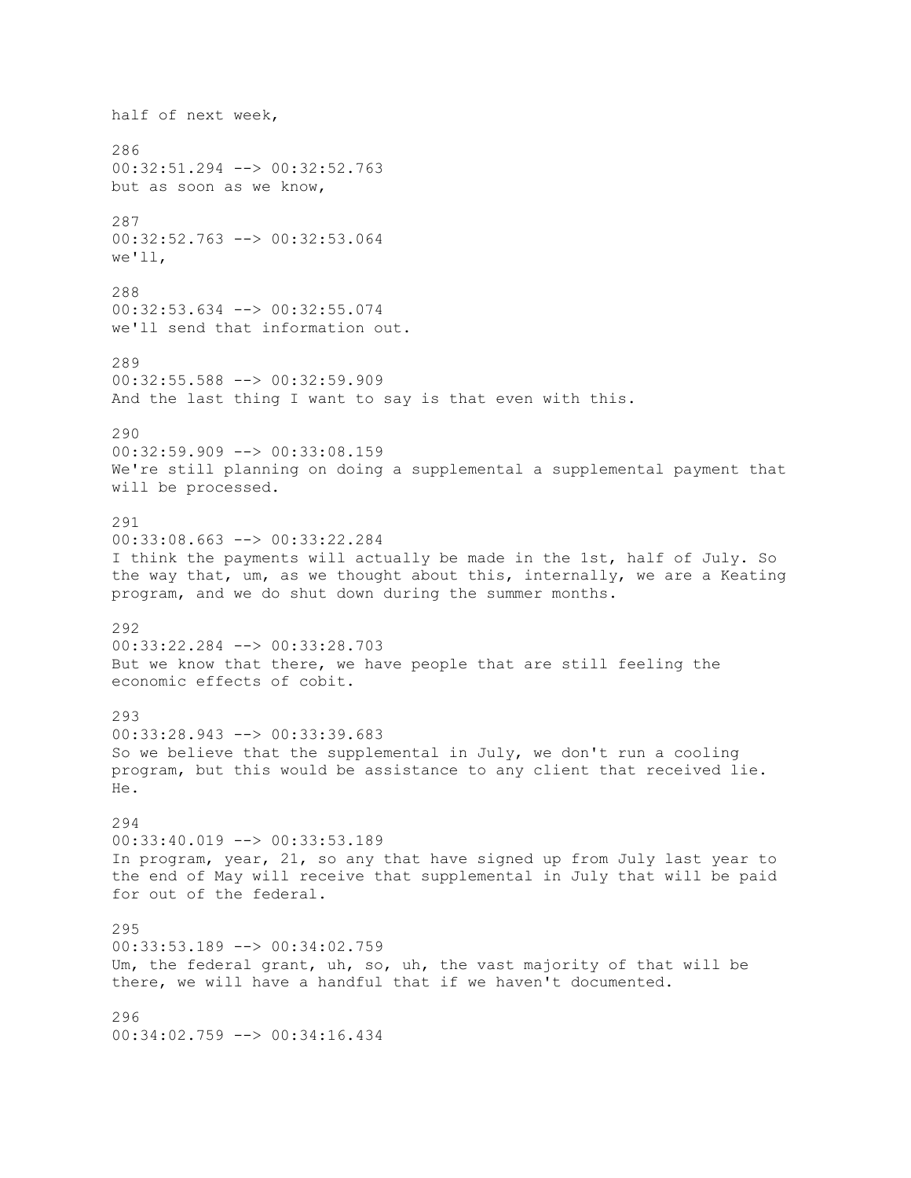half of next week,

286
00:32:51.294 --> 00:32:52.763
but as soon as we know,

287
00:32:52.763 --> 00:32:53.064
we'll,

288
00:32:53.634 --> 00:32:55.074
we'll send that information out.

289
00:32:55.588 --> 00:32:59.909
And the last thing I want to say is that even with this.

290
00:32:59.909 --> 00:33:08.159
We're still planning on doing a supplemental a supplemental payment that will be processed.

291
00:33:08.663 --> 00:33:22.284
I think the payments will actually be made in the 1st, half of July. So the way that, um, as we thought about this, internally, we are a Keating program, and we do shut down during the summer months.

292
00:33:22.284 --> 00:33:28.703
But we know that there, we have people that are still feeling the economic effects of cobit.

293
00:33:28.943 --> 00:33:39.683
So we believe that the supplemental in July, we don't run a cooling program, but this would be assistance to any client that received lie. He.

294
00:33:40.019 --> 00:33:53.189
In program, year, 21, so any that have signed up from July last year to the end of May will receive that supplemental in July that will be paid for out of the federal.

295
00:33:53.189 --> 00:34:02.759
Um, the federal grant, uh, so, uh, the vast majority of that will be there, we will have a handful that if we haven't documented.

296
00:34:02.759 --> 00:34:16.434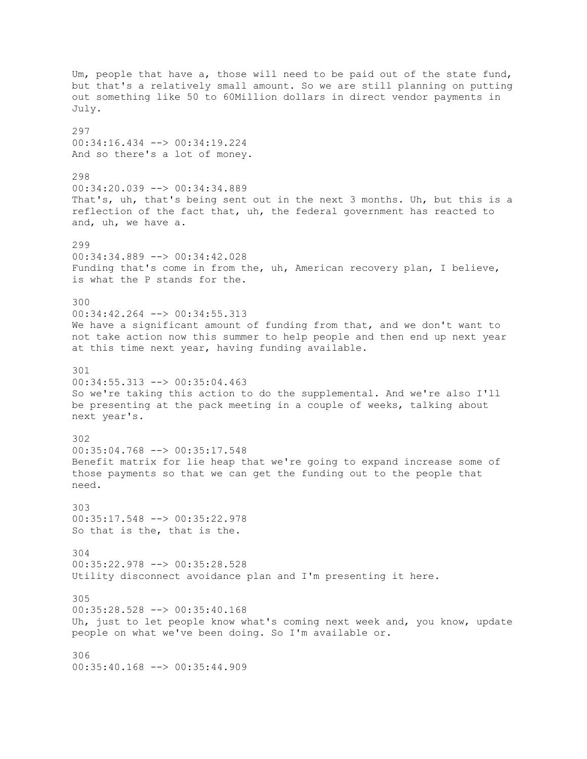Um, people that have a, those will need to be paid out of the state fund, but that's a relatively small amount. So we are still planning on putting out something like 50 to 60Million dollars in direct vendor payments in July.

297
00:34:16.434 --> 00:34:19.224
And so there's a lot of money.

298
00:34:20.039 --> 00:34:34.889
That's, uh, that's being sent out in the next 3 months. Uh, but this is a reflection of the fact that, uh, the federal government has reacted to and, uh, we have a.

299
00:34:34.889 --> 00:34:42.028
Funding that's come in from the, uh, American recovery plan, I believe, is what the P stands for the.

300
00:34:42.264 --> 00:34:55.313
We have a significant amount of funding from that, and we don't want to not take action now this summer to help people and then end up next year at this time next year, having funding available.

301
00:34:55.313 --> 00:35:04.463
So we're taking this action to do the supplemental. And we're also I'll be presenting at the pack meeting in a couple of weeks, talking about next year's.

302
00:35:04.768 --> 00:35:17.548
Benefit matrix for lie heap that we're going to expand increase some of those payments so that we can get the funding out to the people that need.

303
00:35:17.548 --> 00:35:22.978
So that is the, that is the.

304
00:35:22.978 --> 00:35:28.528
Utility disconnect avoidance plan and I'm presenting it here.

305
00:35:28.528 --> 00:35:40.168
Uh, just to let people know what's coming next week and, you know, update people on what we've been doing. So I'm available or.

306
00:35:40.168 --> 00:35:44.909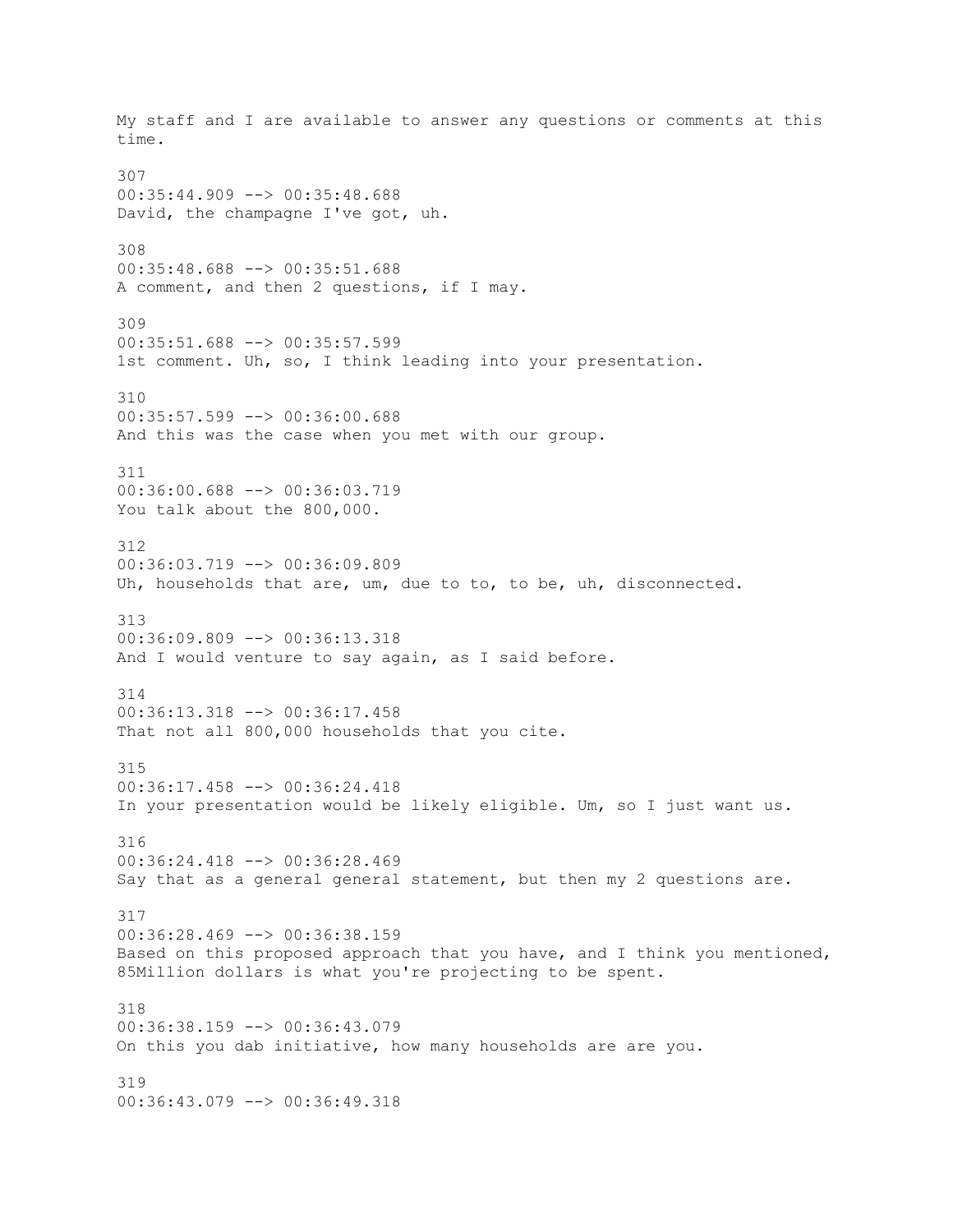My staff and I are available to answer any questions or comments at this time.

307
00:35:44.909 --> 00:35:48.688
David, the champagne I've got, uh.

308
00:35:48.688 --> 00:35:51.688
A comment, and then 2 questions, if I may.

309
00:35:51.688 --> 00:35:57.599
1st comment. Uh, so, I think leading into your presentation.

310
00:35:57.599 --> 00:36:00.688
And this was the case when you met with our group.

311
00:36:00.688 --> 00:36:03.719
You talk about the 800,000.

312
00:36:03.719 --> 00:36:09.809
Uh, households that are, um, due to to, to be, uh, disconnected.

313
00:36:09.809 --> 00:36:13.318
And I would venture to say again, as I said before.

314
00:36:13.318 --> 00:36:17.458
That not all 800,000 households that you cite.

315
00:36:17.458 --> 00:36:24.418
In your presentation would be likely eligible. Um, so I just want us.

316
00:36:24.418 --> 00:36:28.469
Say that as a general general statement, but then my 2 questions are.

317
00:36:28.469 --> 00:36:38.159
Based on this proposed approach that you have, and I think you mentioned, 85Million dollars is what you're projecting to be spent.

318
00:36:38.159 --> 00:36:43.079
On this you dab initiative, how many households are are you.

319
00:36:43.079 --> 00:36:49.318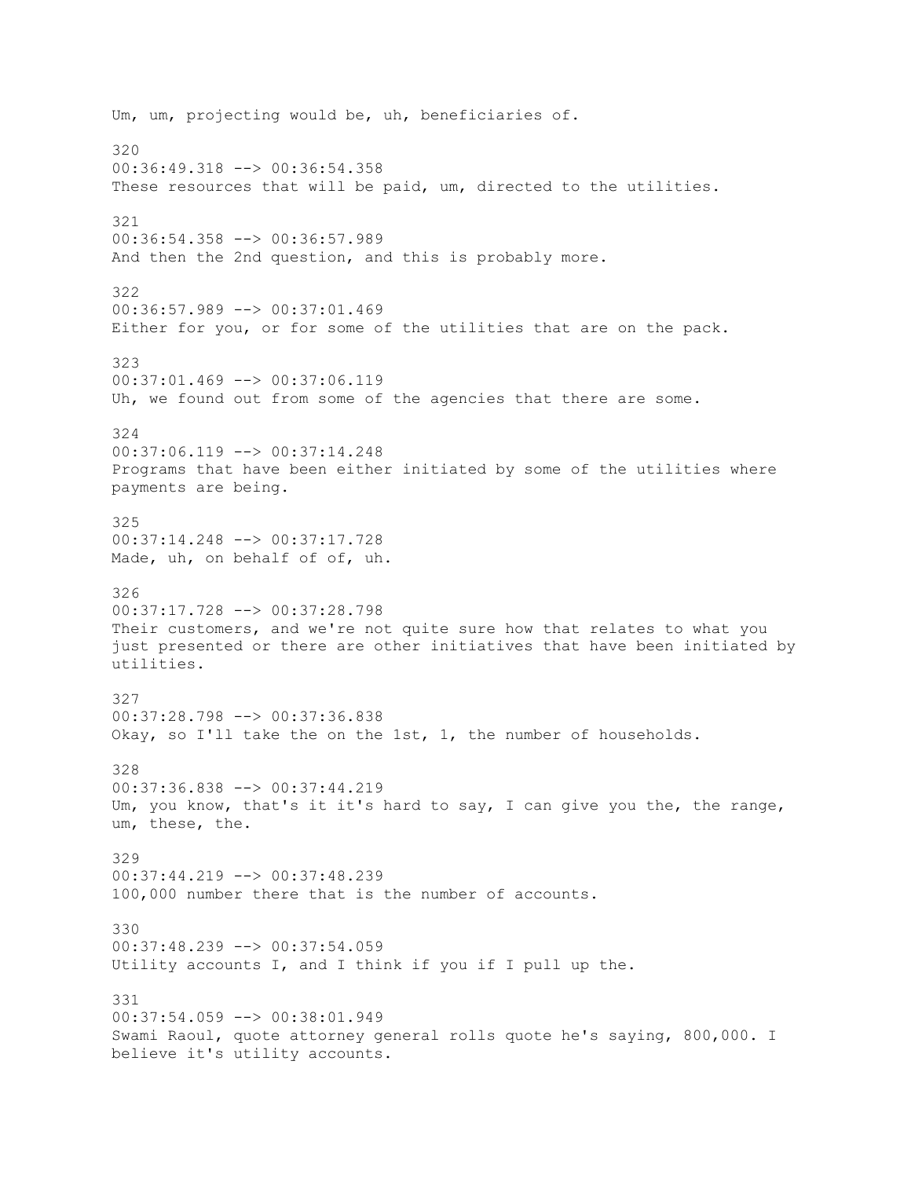Um, um, projecting would be, uh, beneficiaries of.

320
00:36:49.318 --> 00:36:54.358
These resources that will be paid, um, directed to the utilities.

321
00:36:54.358 --> 00:36:57.989
And then the 2nd question, and this is probably more.

322
00:36:57.989 --> 00:37:01.469
Either for you, or for some of the utilities that are on the pack.

323
00:37:01.469 --> 00:37:06.119
Uh, we found out from some of the agencies that there are some.

324
00:37:06.119 --> 00:37:14.248
Programs that have been either initiated by some of the utilities where payments are being.

325
00:37:14.248 --> 00:37:17.728
Made, uh, on behalf of of, uh.

326
00:37:17.728 --> 00:37:28.798
Their customers, and we're not quite sure how that relates to what you just presented or there are other initiatives that have been initiated by utilities.

327
00:37:28.798 --> 00:37:36.838
Okay, so I'll take the on the 1st, 1, the number of households.

328
00:37:36.838 --> 00:37:44.219
Um, you know, that's it it's hard to say, I can give you the, the range, um, these, the.

329
00:37:44.219 --> 00:37:48.239
100,000 number there that is the number of accounts.

330
00:37:48.239 --> 00:37:54.059
Utility accounts I, and I think if you if I pull up the.

331
00:37:54.059 --> 00:38:01.949
Swami Raoul, quote attorney general rolls quote he's saying, 800,000. I believe it's utility accounts.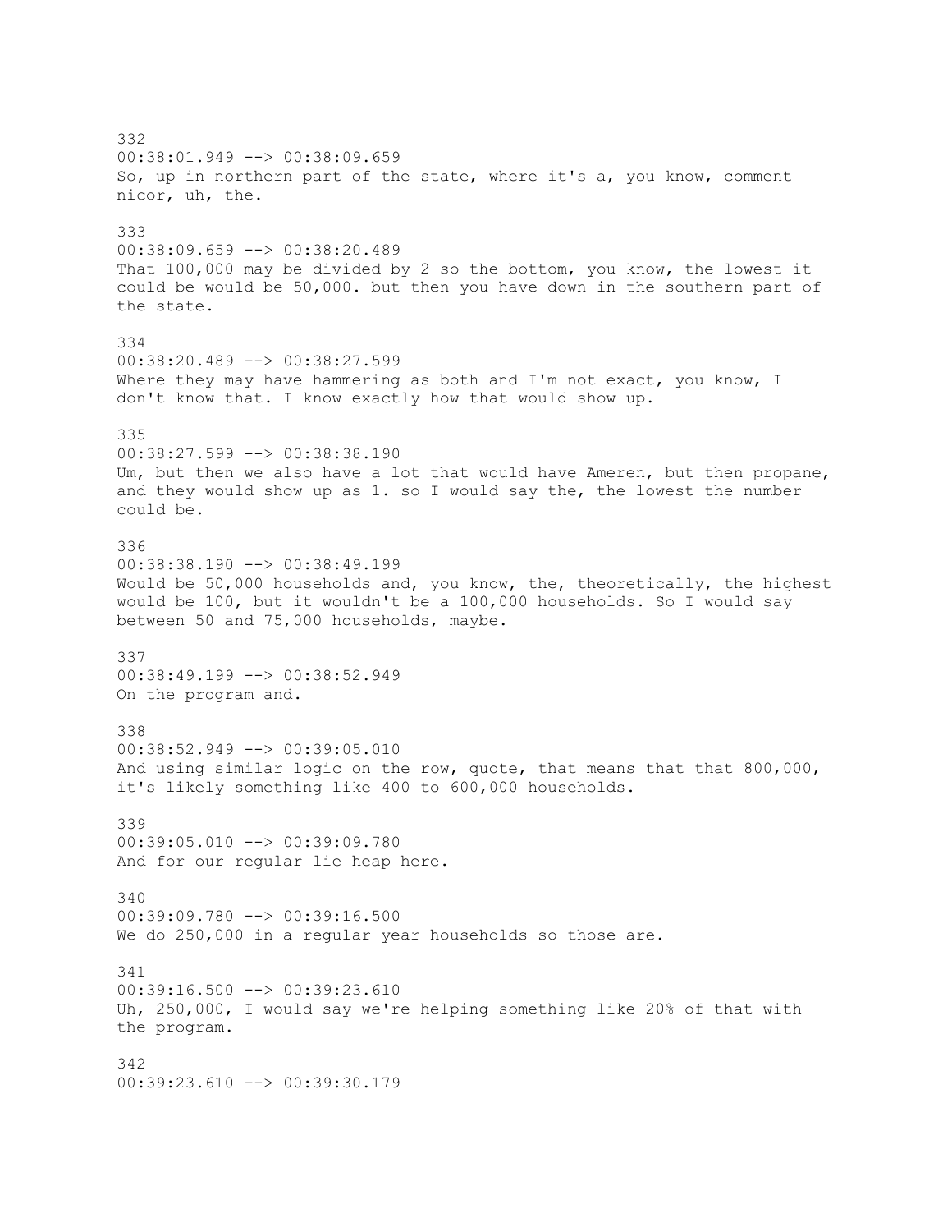332
00:38:01.949 --> 00:38:09.659
So, up in northern part of the state, where it's a, you know, comment nicor, uh, the.

333
00:38:09.659 --> 00:38:20.489
That 100,000 may be divided by 2 so the bottom, you know, the lowest it could be would be 50,000. but then you have down in the southern part of the state.

334
00:38:20.489 --> 00:38:27.599
Where they may have hammering as both and I'm not exact, you know, I don't know that. I know exactly how that would show up.

335
00:38:27.599 --> 00:38:38.190
Um, but then we also have a lot that would have Ameren, but then propane, and they would show up as 1. so I would say the, the lowest the number could be.

336
00:38:38.190 --> 00:38:49.199
Would be 50,000 households and, you know, the, theoretically, the highest would be 100, but it wouldn't be a 100,000 households. So I would say between 50 and 75,000 households, maybe.

337
00:38:49.199 --> 00:38:52.949
On the program and.

338
00:38:52.949 --> 00:39:05.010
And using similar logic on the row, quote, that means that that 800,000, it's likely something like 400 to 600,000 households.

339
00:39:05.010 --> 00:39:09.780
And for our regular lie heap here.

340
00:39:09.780 --> 00:39:16.500
We do 250,000 in a regular year households so those are.

341
00:39:16.500 --> 00:39:23.610
Uh, 250,000, I would say we're helping something like 20% of that with the program.

342
00:39:23.610 --> 00:39:30.179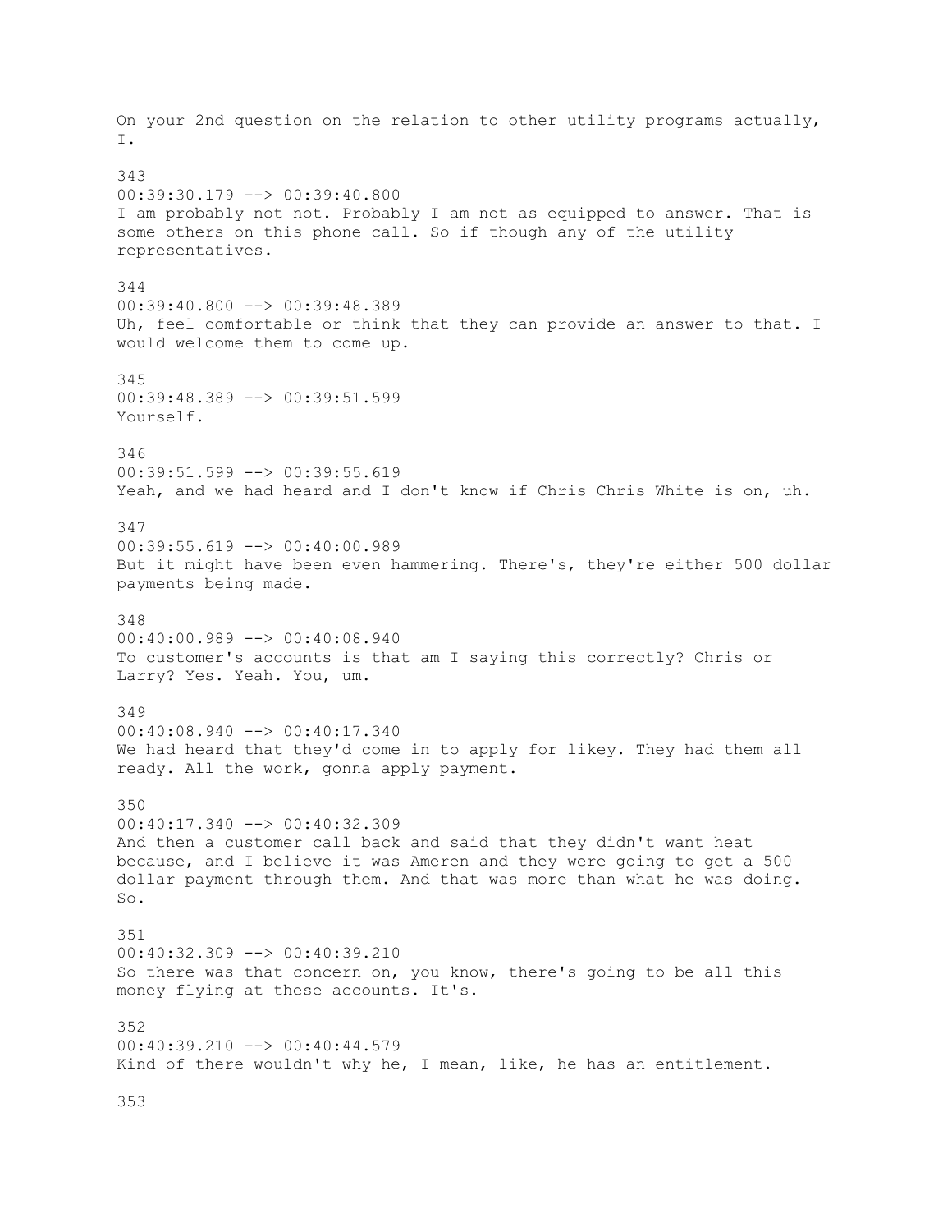On your 2nd question on the relation to other utility programs actually, I.

343
00:39:30.179 --> 00:39:40.800
I am probably not not. Probably I am not as equipped to answer. That is some others on this phone call. So if though any of the utility representatives.

344
00:39:40.800 --> 00:39:48.389
Uh, feel comfortable or think that they can provide an answer to that. I would welcome them to come up.

345
00:39:48.389 --> 00:39:51.599
Yourself.

346
00:39:51.599 --> 00:39:55.619
Yeah, and we had heard and I don't know if Chris Chris White is on, uh.

347
00:39:55.619 --> 00:40:00.989
But it might have been even hammering. There's, they're either 500 dollar payments being made.

348
00:40:00.989 --> 00:40:08.940
To customer's accounts is that am I saying this correctly? Chris or Larry? Yes. Yeah. You, um.

349
00:40:08.940 --> 00:40:17.340
We had heard that they'd come in to apply for likey. They had them all ready. All the work, gonna apply payment.

350
00:40:17.340 --> 00:40:32.309
And then a customer call back and said that they didn't want heat because, and I believe it was Ameren and they were going to get a 500 dollar payment through them. And that was more than what he was doing. So.

351
00:40:32.309 --> 00:40:39.210
So there was that concern on, you know, there's going to be all this money flying at these accounts. It's.

352
00:40:39.210 --> 00:40:44.579
Kind of there wouldn't why he, I mean, like, he has an entitlement.

353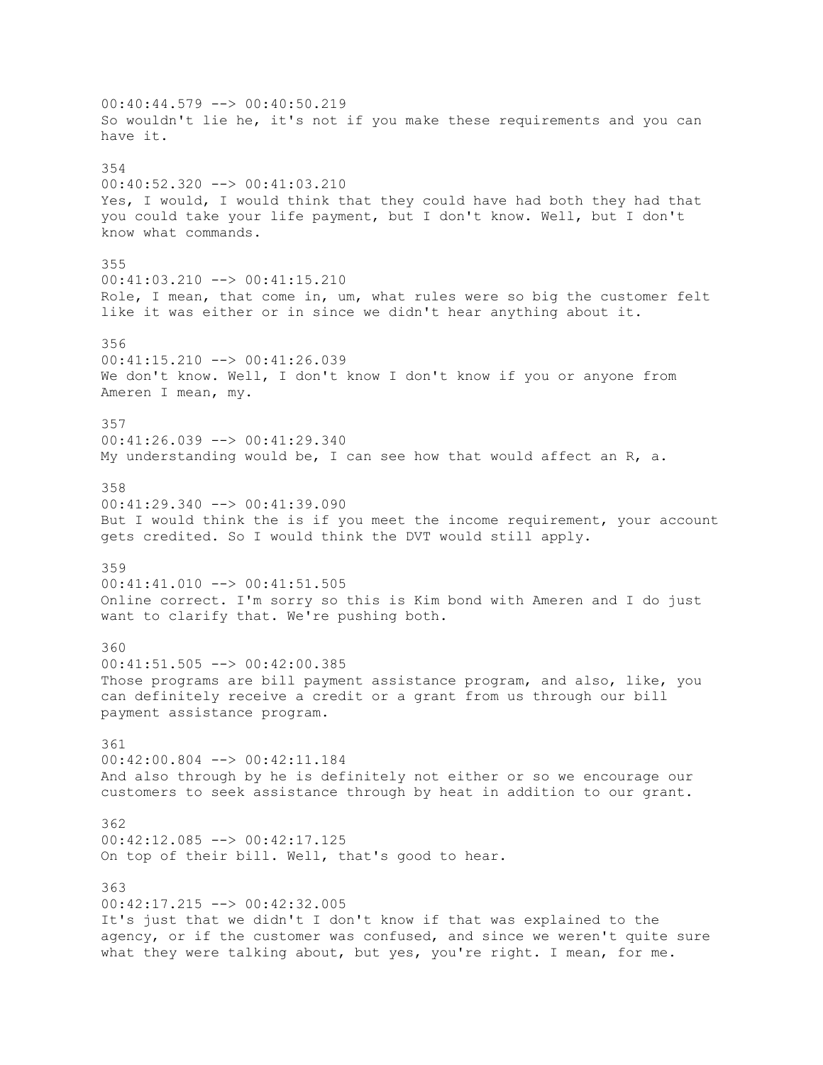00:40:44.579 --> 00:40:50.219
So wouldn't lie he, it's not if you make these requirements and you can have it.

354
00:40:52.320 --> 00:41:03.210
Yes, I would, I would think that they could have had both they had that you could take your life payment, but I don't know. Well, but I don't know what commands.

355
00:41:03.210 --> 00:41:15.210
Role, I mean, that come in, um, what rules were so big the customer felt like it was either or in since we didn't hear anything about it.

356
00:41:15.210 --> 00:41:26.039
We don't know. Well, I don't know I don't know if you or anyone from Ameren I mean, my.

357
00:41:26.039 --> 00:41:29.340
My understanding would be, I can see how that would affect an R, a.

358
00:41:29.340 --> 00:41:39.090
But I would think the is if you meet the income requirement, your account gets credited. So I would think the DVT would still apply.

359
00:41:41.010 --> 00:41:51.505
Online correct. I'm sorry so this is Kim bond with Ameren and I do just want to clarify that. We're pushing both.

360
00:41:51.505 --> 00:42:00.385
Those programs are bill payment assistance program, and also, like, you can definitely receive a credit or a grant from us through our bill payment assistance program.

361
00:42:00.804 --> 00:42:11.184
And also through by he is definitely not either or so we encourage our customers to seek assistance through by heat in addition to our grant.

362
00:42:12.085 --> 00:42:17.125
On top of their bill. Well, that's good to hear.

363
00:42:17.215 --> 00:42:32.005
It's just that we didn't I don't know if that was explained to the agency, or if the customer was confused, and since we weren't quite sure what they were talking about, but yes, you're right. I mean, for me.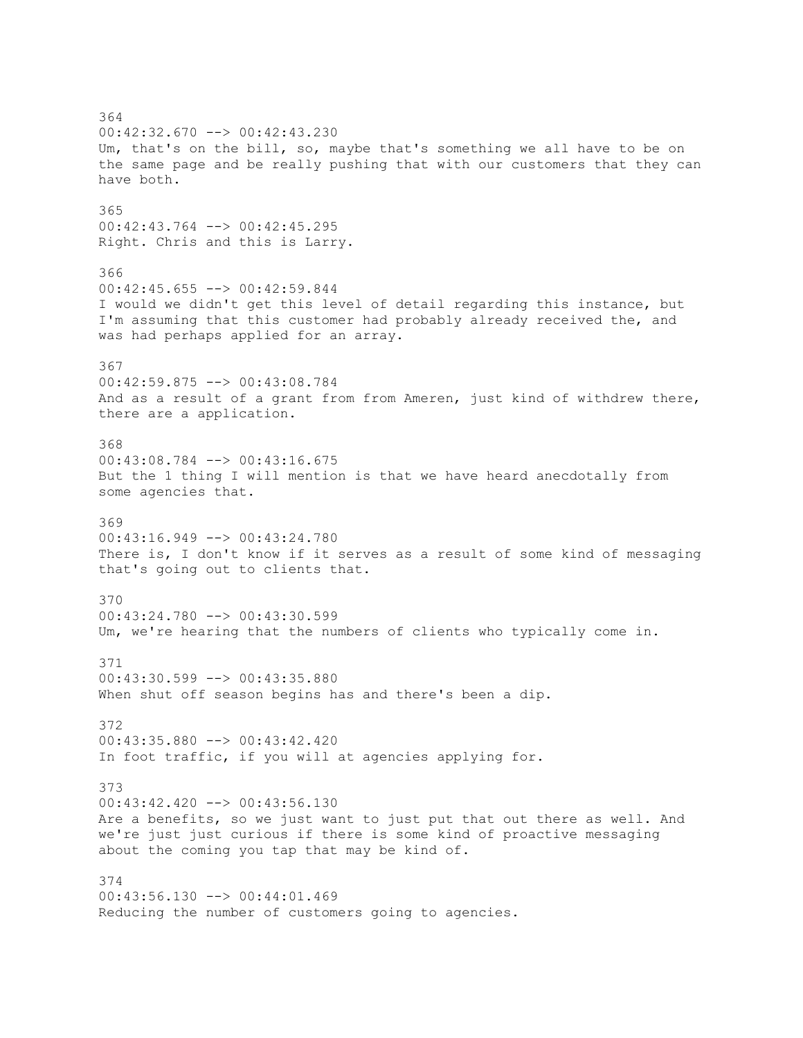364
00:42:32.670 --> 00:42:43.230
Um, that's on the bill, so, maybe that's something we all have to be on the same page and be really pushing that with our customers that they can have both.

365
00:42:43.764 --> 00:42:45.295
Right. Chris and this is Larry.

366
00:42:45.655 --> 00:42:59.844
I would we didn't get this level of detail regarding this instance, but I'm assuming that this customer had probably already received the, and was had perhaps applied for an array.

367
00:42:59.875 --> 00:43:08.784
And as a result of a grant from from Ameren, just kind of withdrew there, there are a application.

368
00:43:08.784 --> 00:43:16.675
But the 1 thing I will mention is that we have heard anecdotally from some agencies that.

369
00:43:16.949 --> 00:43:24.780
There is, I don't know if it serves as a result of some kind of messaging that's going out to clients that.

370
00:43:24.780 --> 00:43:30.599
Um, we're hearing that the numbers of clients who typically come in.

371
00:43:30.599 --> 00:43:35.880
When shut off season begins has and there's been a dip.

372
00:43:35.880 --> 00:43:42.420
In foot traffic, if you will at agencies applying for.

373
00:43:42.420 --> 00:43:56.130
Are a benefits, so we just want to just put that out there as well. And we're just just curious if there is some kind of proactive messaging about the coming you tap that may be kind of.

374
00:43:56.130 --> 00:44:01.469
Reducing the number of customers going to agencies.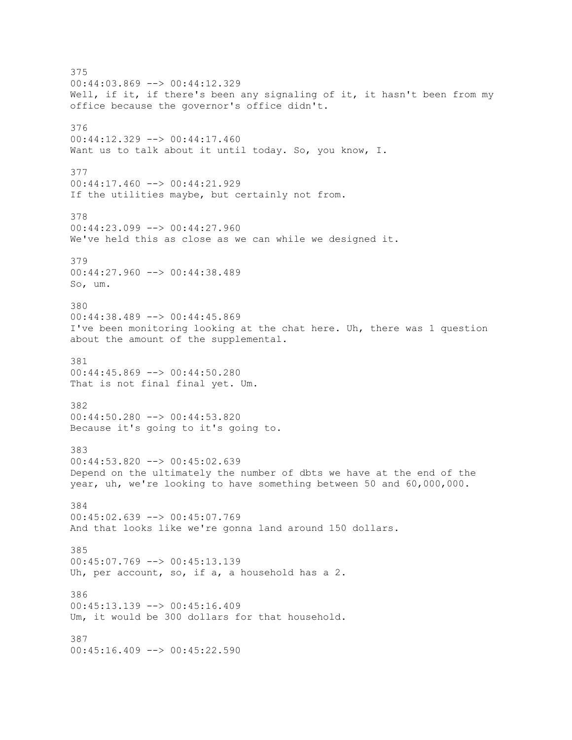375
00:44:03.869 --> 00:44:12.329
Well, if it, if there's been any signaling of it, it hasn't been from my office because the governor's office didn't.

376
00:44:12.329 --> 00:44:17.460
Want us to talk about it until today. So, you know, I.

377
00:44:17.460 --> 00:44:21.929
If the utilities maybe, but certainly not from.

378
00:44:23.099 --> 00:44:27.960
We've held this as close as we can while we designed it.

379
00:44:27.960 --> 00:44:38.489
So, um.

380
00:44:38.489 --> 00:44:45.869
I've been monitoring looking at the chat here. Uh, there was 1 question about the amount of the supplemental.

381
00:44:45.869 --> 00:44:50.280
That is not final final yet. Um.

382
00:44:50.280 --> 00:44:53.820
Because it's going to it's going to.

383
00:44:53.820 --> 00:45:02.639
Depend on the ultimately the number of dbts we have at the end of the year, uh, we're looking to have something between 50 and 60,000,000.

384
00:45:02.639 --> 00:45:07.769
And that looks like we're gonna land around 150 dollars.

385
00:45:07.769 --> 00:45:13.139
Uh, per account, so, if a, a household has a 2.

386
00:45:13.139 --> 00:45:16.409
Um, it would be 300 dollars for that household.

387
00:45:16.409 --> 00:45:22.590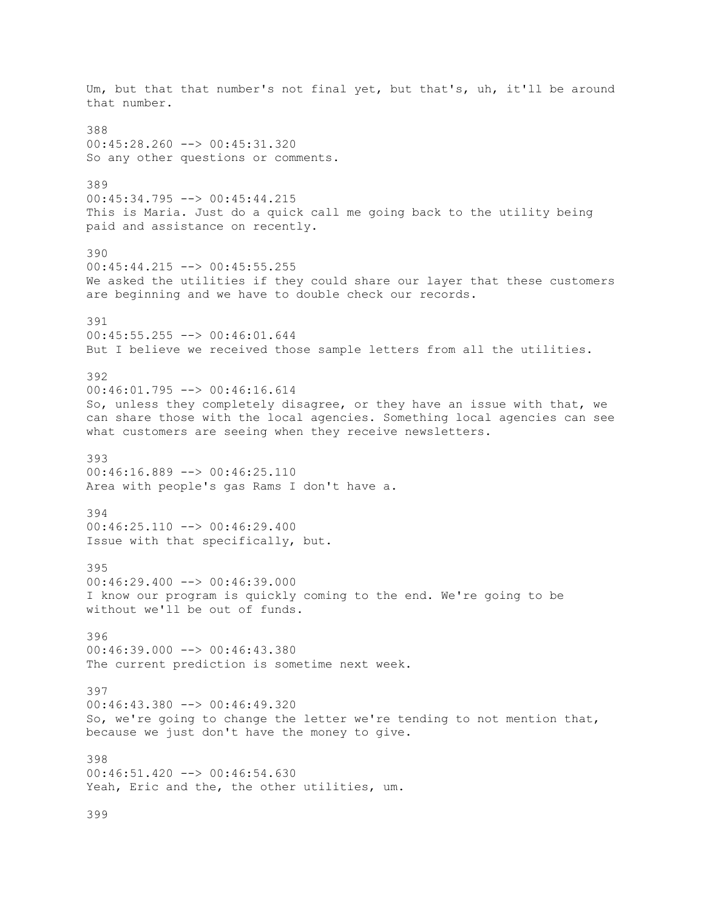Um, but that that number's not final yet, but that's, uh, it'll be around that number.

388
00:45:28.260 --> 00:45:31.320
So any other questions or comments.

389
00:45:34.795 --> 00:45:44.215
This is Maria. Just do a quick call me going back to the utility being paid and assistance on recently.

390
00:45:44.215 --> 00:45:55.255
We asked the utilities if they could share our layer that these customers are beginning and we have to double check our records.

391
00:45:55.255 --> 00:46:01.644
But I believe we received those sample letters from all the utilities.

392
00:46:01.795 --> 00:46:16.614
So, unless they completely disagree, or they have an issue with that, we can share those with the local agencies. Something local agencies can see what customers are seeing when they receive newsletters.

393
00:46:16.889 --> 00:46:25.110
Area with people's gas Rams I don't have a.

394
00:46:25.110 --> 00:46:29.400
Issue with that specifically, but.

395
00:46:29.400 --> 00:46:39.000
I know our program is quickly coming to the end. We're going to be without we'll be out of funds.

396
00:46:39.000 --> 00:46:43.380
The current prediction is sometime next week.

397
00:46:43.380 --> 00:46:49.320
So, we're going to change the letter we're tending to not mention that, because we just don't have the money to give.

398
00:46:51.420 --> 00:46:54.630
Yeah, Eric and the, the other utilities, um.

399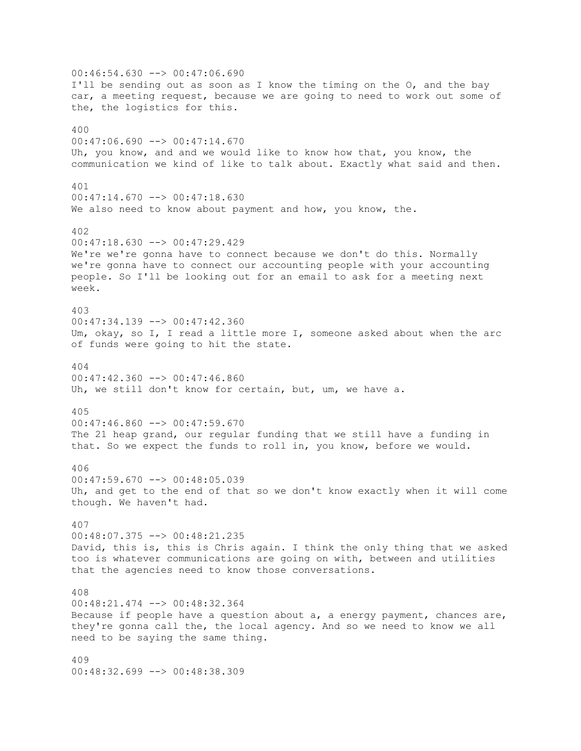00:46:54.630 --> 00:47:06.690
I'll be sending out as soon as I know the timing on the O, and the bay car, a meeting request, because we are going to need to work out some of the, the logistics for this.

400
00:47:06.690 --> 00:47:14.670
Uh, you know, and and we would like to know how that, you know, the communication we kind of like to talk about. Exactly what said and then.

401
00:47:14.670 --> 00:47:18.630
We also need to know about payment and how, you know, the.

402
00:47:18.630 --> 00:47:29.429
We're we're gonna have to connect because we don't do this. Normally we're gonna have to connect our accounting people with your accounting people. So I'll be looking out for an email to ask for a meeting next week.

403
00:47:34.139 --> 00:47:42.360
Um, okay, so I, I read a little more I, someone asked about when the arc of funds were going to hit the state.

404
00:47:42.360 --> 00:47:46.860
Uh, we still don't know for certain, but, um, we have a.

405
00:47:46.860 --> 00:47:59.670
The 21 heap grand, our regular funding that we still have a funding in that. So we expect the funds to roll in, you know, before we would.

406
00:47:59.670 --> 00:48:05.039
Uh, and get to the end of that so we don't know exactly when it will come though. We haven't had.

407
00:48:07.375 --> 00:48:21.235
David, this is, this is Chris again. I think the only thing that we asked too is whatever communications are going on with, between and utilities that the agencies need to know those conversations.

408
00:48:21.474 --> 00:48:32.364
Because if people have a question about a, a energy payment, chances are, they're gonna call the, the local agency. And so we need to know we all need to be saying the same thing.

409
00:48:32.699 --> 00:48:38.309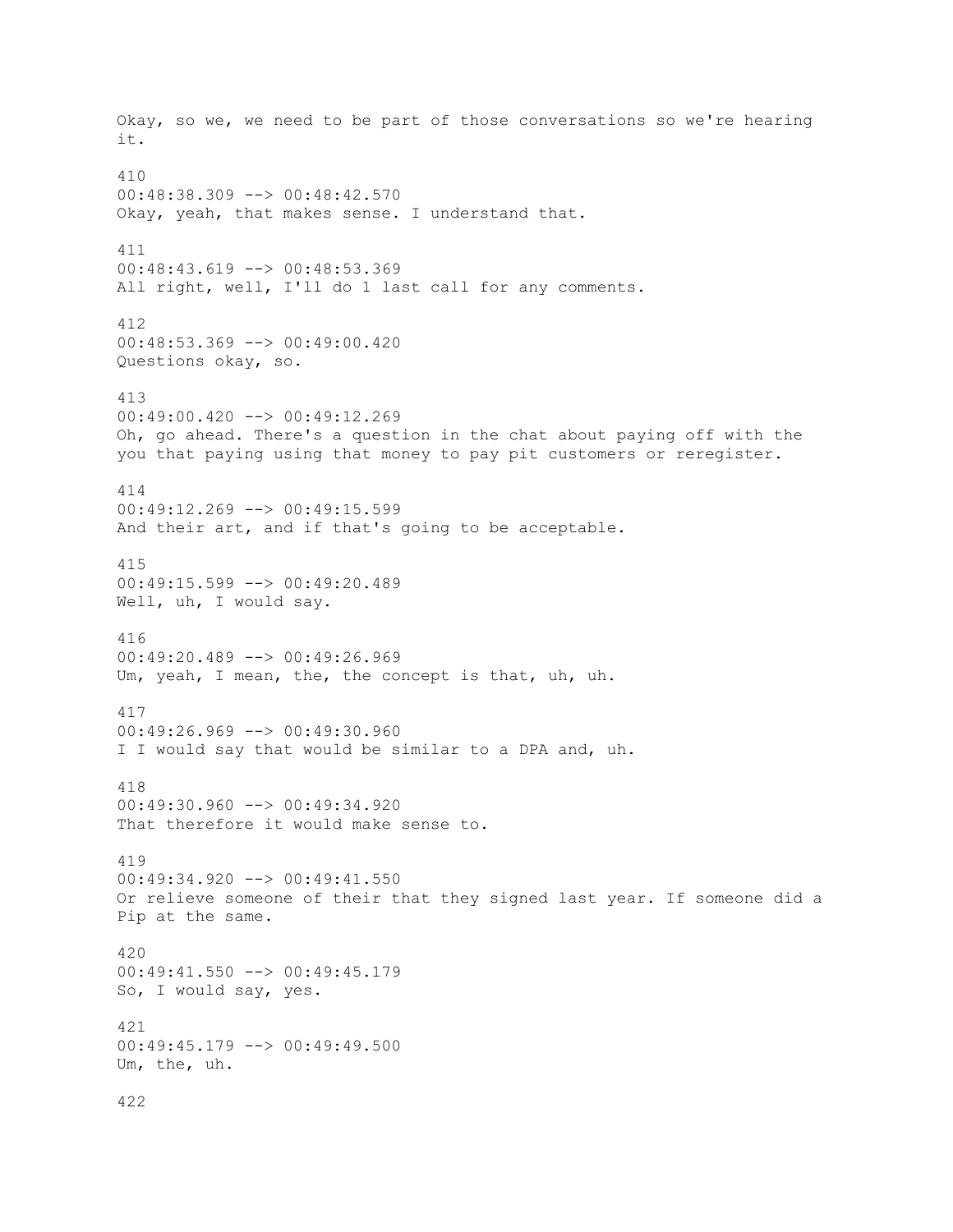Okay, so we, we need to be part of those conversations so we're hearing it.

410
00:48:38.309 --> 00:48:42.570
Okay, yeah, that makes sense. I understand that.

411
00:48:43.619 --> 00:48:53.369
All right, well, I'll do 1 last call for any comments.

412
00:48:53.369 --> 00:49:00.420
Questions okay, so.

413
00:49:00.420 --> 00:49:12.269
Oh, go ahead. There's a question in the chat about paying off with the you that paying using that money to pay pit customers or reregister.

414
00:49:12.269 --> 00:49:15.599
And their art, and if that's going to be acceptable.

415
00:49:15.599 --> 00:49:20.489
Well, uh, I would say.

416
00:49:20.489 --> 00:49:26.969
Um, yeah, I mean, the, the concept is that, uh, uh.

417
00:49:26.969 --> 00:49:30.960
I I would say that would be similar to a DPA and, uh.

418
00:49:30.960 --> 00:49:34.920
That therefore it would make sense to.

419
00:49:34.920 --> 00:49:41.550
Or relieve someone of their that they signed last year. If someone did a Pip at the same.

420
00:49:41.550 --> 00:49:45.179
So, I would say, yes.

421
00:49:45.179 --> 00:49:49.500
Um, the, uh.

422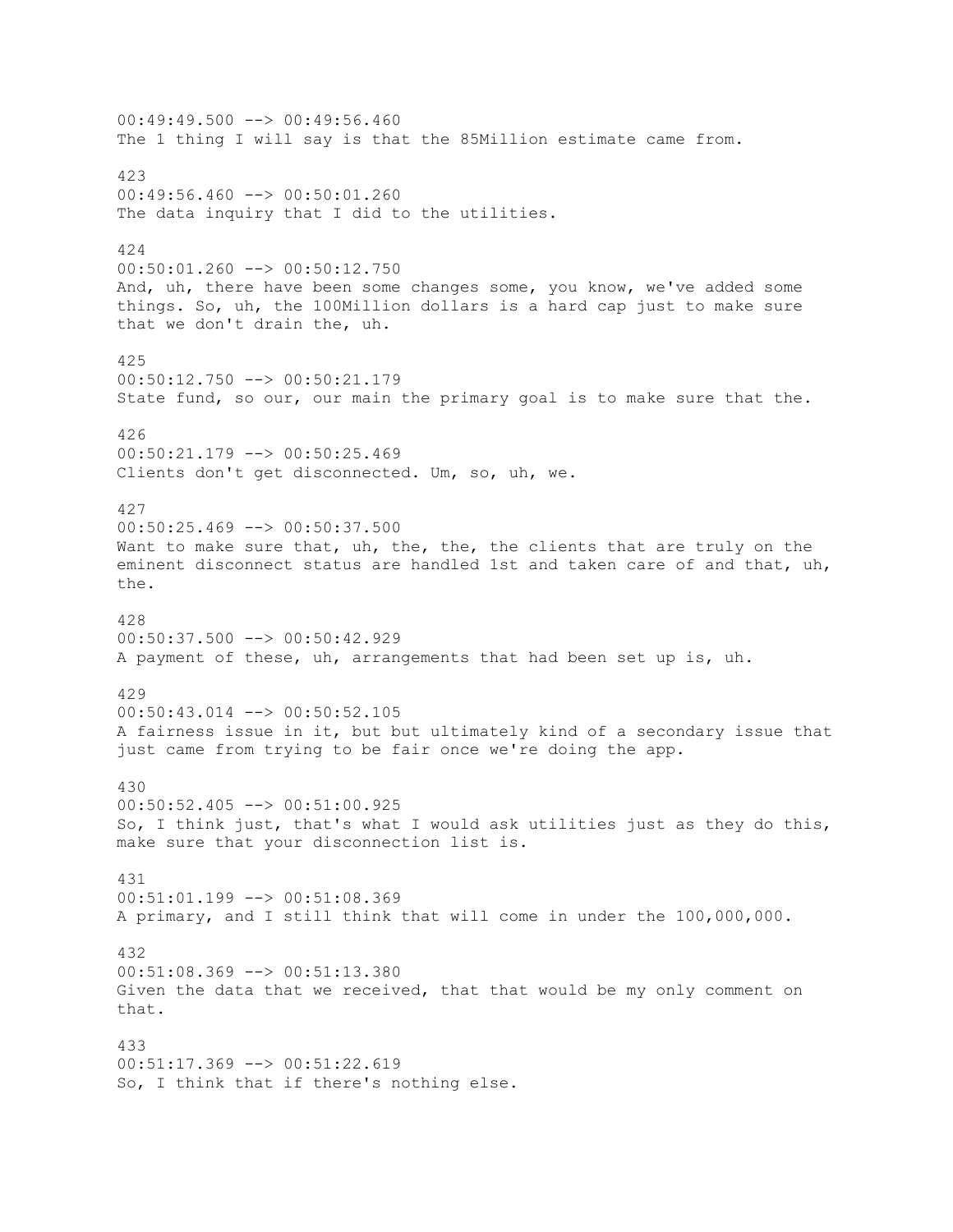00:49:49.500 --> 00:49:56.460
The 1 thing I will say is that the 85Million estimate came from.

423
00:49:56.460 --> 00:50:01.260
The data inquiry that I did to the utilities.

424
00:50:01.260 --> 00:50:12.750
And, uh, there have been some changes some, you know, we've added some things. So, uh, the 100Million dollars is a hard cap just to make sure that we don't drain the, uh.

425
00:50:12.750 --> 00:50:21.179
State fund, so our, our main the primary goal is to make sure that the.

426
00:50:21.179 --> 00:50:25.469
Clients don't get disconnected. Um, so, uh, we.

427
00:50:25.469 --> 00:50:37.500
Want to make sure that, uh, the, the, the clients that are truly on the eminent disconnect status are handled 1st and taken care of and that, uh, the.

428
00:50:37.500 --> 00:50:42.929
A payment of these, uh, arrangements that had been set up is, uh.

429
00:50:43.014 --> 00:50:52.105
A fairness issue in it, but but ultimately kind of a secondary issue that just came from trying to be fair once we're doing the app.

430
00:50:52.405 --> 00:51:00.925
So, I think just, that's what I would ask utilities just as they do this, make sure that your disconnection list is.

431
00:51:01.199 --> 00:51:08.369
A primary, and I still think that will come in under the 100,000,000.

432
00:51:08.369 --> 00:51:13.380
Given the data that we received, that that would be my only comment on that.

433
00:51:17.369 --> 00:51:22.619
So, I think that if there's nothing else.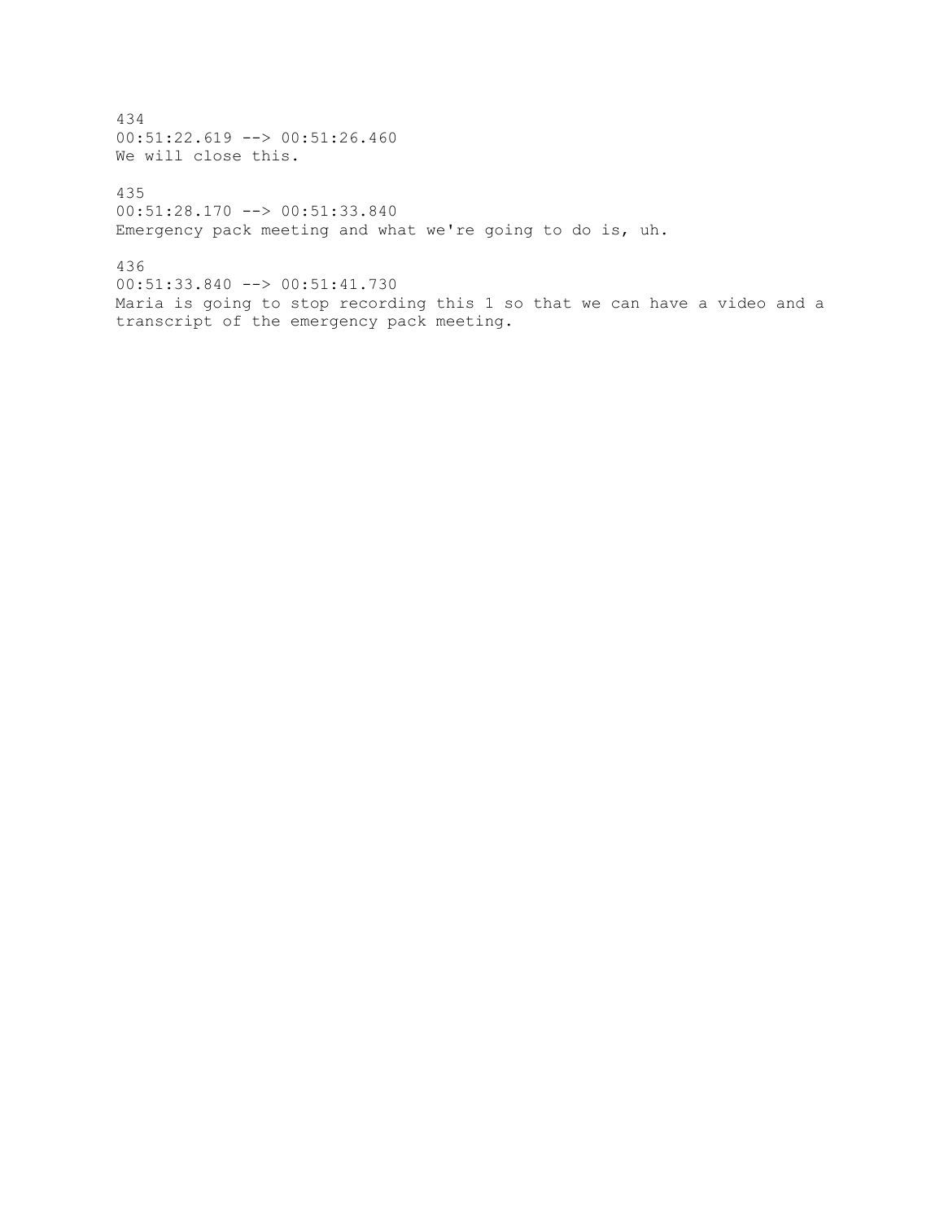434
00:51:22.619 --> 00:51:26.460
We will close this.

435
00:51:28.170 --> 00:51:33.840
Emergency pack meeting and what we're going to do is, uh.

436
00:51:33.840 --> 00:51:41.730
Maria is going to stop recording this 1 so that we can have a video and a transcript of the emergency pack meeting.